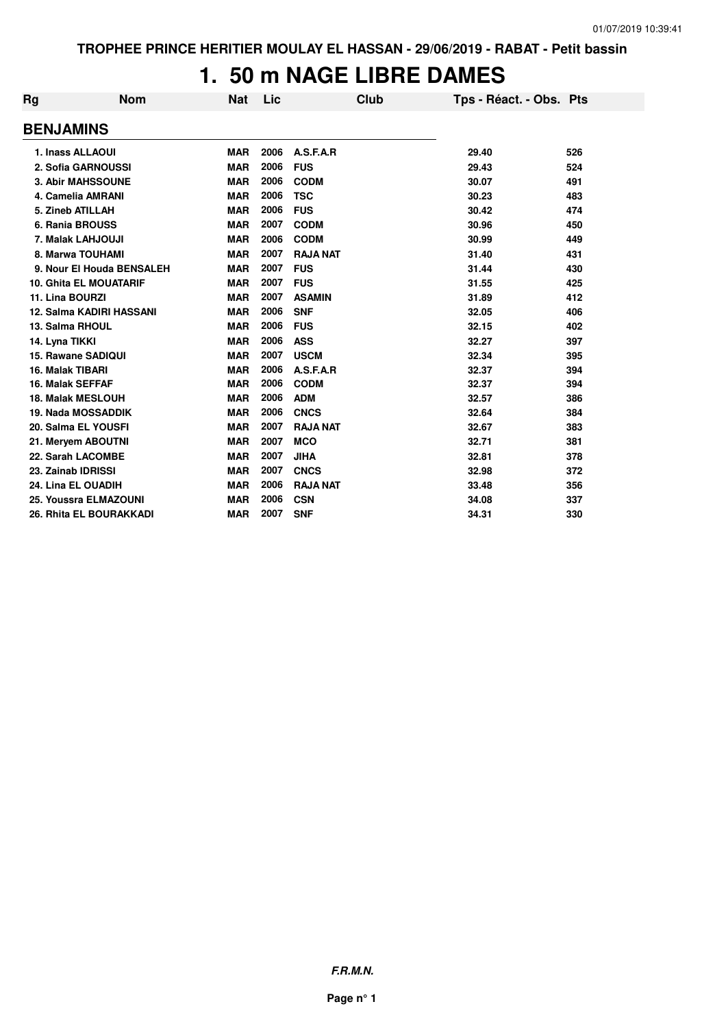TROPHEE PRINCE HERITIER MOULAY EL HASSAN - 29/06/2019 - RABAT - Petit bassin

# 1. 50 m NAGE LIBRE DAMES

## BENJAMINS

| Rg | Nom | Nat | Lic | Club | Tps - Réact. - Obs. | Pts |
|---|---|---|---|---|---|---|
| 1. | Inass ALLAOUI | MAR | 2006 | A.S.F.A.R | 29.40 | 526 |
| 2. | Sofia GARNOUSSI | MAR | 2006 | FUS | 29.43 | 524 |
| 3. | Abir MAHSSOUNE | MAR | 2006 | CODM | 30.07 | 491 |
| 4. | Camelia AMRANI | MAR | 2006 | TSC | 30.23 | 483 |
| 5. | Zineb ATILLAH | MAR | 2006 | FUS | 30.42 | 474 |
| 6. | Rania BROUSS | MAR | 2007 | CODM | 30.96 | 450 |
| 7. | Malak LAHJOUJI | MAR | 2006 | CODM | 30.99 | 449 |
| 8. | Marwa TOUHAMI | MAR | 2007 | RAJA NAT | 31.40 | 431 |
| 9. | Nour El Houda BENSALEH | MAR | 2007 | FUS | 31.44 | 430 |
| 10. | Ghita EL MOUATARIF | MAR | 2007 | FUS | 31.55 | 425 |
| 11. | Lina BOURZI | MAR | 2007 | ASAMIN | 31.89 | 412 |
| 12. | Salma KADIRI HASSANI | MAR | 2006 | SNF | 32.05 | 406 |
| 13. | Salma RHOUL | MAR | 2006 | FUS | 32.15 | 402 |
| 14. | Lyna TIKKI | MAR | 2006 | ASS | 32.27 | 397 |
| 15. | Rawane SADIQUI | MAR | 2007 | USCM | 32.34 | 395 |
| 16. | Malak TIBARI | MAR | 2006 | A.S.F.A.R | 32.37 | 394 |
| 16. | Malak SEFFAF | MAR | 2006 | CODM | 32.37 | 394 |
| 18. | Malak MESLOUH | MAR | 2006 | ADM | 32.57 | 386 |
| 19. | Nada MOSSADDIK | MAR | 2006 | CNCS | 32.64 | 384 |
| 20. | Salma EL YOUSFI | MAR | 2007 | RAJA NAT | 32.67 | 383 |
| 21. | Meryem ABOUTNI | MAR | 2007 | MCO | 32.71 | 381 |
| 22. | Sarah LACOMBE | MAR | 2007 | JIHA | 32.81 | 378 |
| 23. | Zainab IDRISSI | MAR | 2007 | CNCS | 32.98 | 372 |
| 24. | Lina EL OUADIH | MAR | 2006 | RAJA NAT | 33.48 | 356 |
| 25. | Youssra ELMAZOUNI | MAR | 2006 | CSN | 34.08 | 337 |
| 26. | Rhita EL BOURAKKADI | MAR | 2007 | SNF | 34.31 | 330 |

***F.R.M.N.***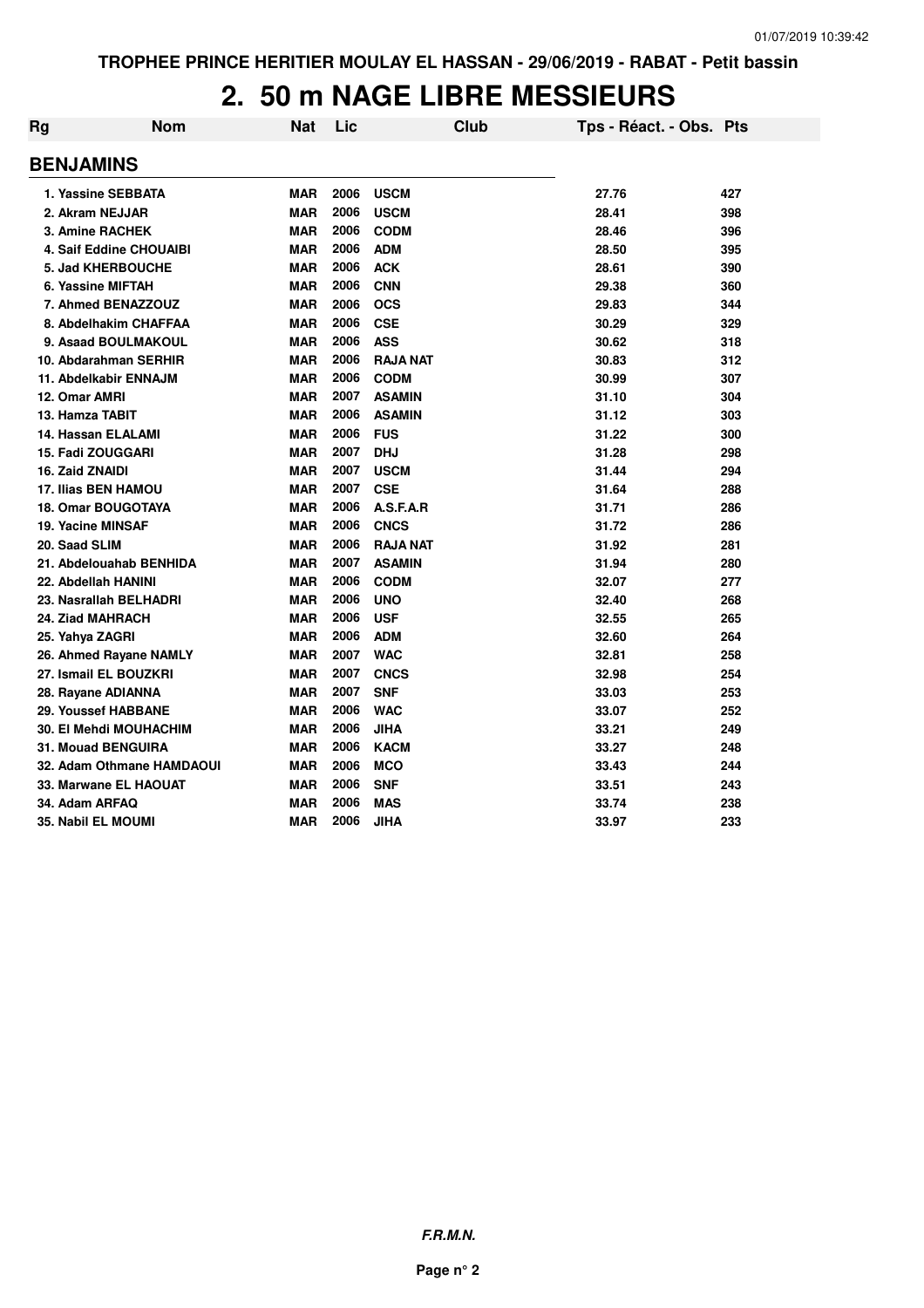TROPHEE PRINCE HERITIER MOULAY EL HASSAN - 29/06/2019 - RABAT - Petit bassin

# 2. 50 m NAGE LIBRE MESSIEURS

## BENJAMINS

| Rg | Nom | Nat | Lic | Club | Tps - Réact. - Obs. | Pts |
|---|---|---|---|---|---|---|
| 1. | Yassine SEBBATA | MAR | 2006 | USCM | 27.76 | 427 |
| 2. | Akram NEJJAR | MAR | 2006 | USCM | 28.41 | 398 |
| 3. | Amine RACHEK | MAR | 2006 | CODM | 28.46 | 396 |
| 4. | Saif Eddine CHOUAIBI | MAR | 2006 | ADM | 28.50 | 395 |
| 5. | Jad KHERBOUCHE | MAR | 2006 | ACK | 28.61 | 390 |
| 6. | Yassine MIFTAH | MAR | 2006 | CNN | 29.38 | 360 |
| 7. | Ahmed BENAZZOUZ | MAR | 2006 | OCS | 29.83 | 344 |
| 8. | Abdelhakim CHAFFAA | MAR | 2006 | CSE | 30.29 | 329 |
| 9. | Asaad BOULMAKOUL | MAR | 2006 | ASS | 30.62 | 318 |
| 10. | Abdarahman SERHIR | MAR | 2006 | RAJA NAT | 30.83 | 312 |
| 11. | Abdelkabir ENNAJM | MAR | 2006 | CODM | 30.99 | 307 |
| 12. | Omar AMRI | MAR | 2007 | ASAMIN | 31.10 | 304 |
| 13. | Hamza TABIT | MAR | 2006 | ASAMIN | 31.12 | 303 |
| 14. | Hassan ELALAMI | MAR | 2006 | FUS | 31.22 | 300 |
| 15. | Fadi ZOUGGARI | MAR | 2007 | DHJ | 31.28 | 298 |
| 16. | Zaid ZNAIDI | MAR | 2007 | USCM | 31.44 | 294 |
| 17. | Ilias BEN HAMOU | MAR | 2007 | CSE | 31.64 | 288 |
| 18. | Omar BOUGOTAYA | MAR | 2006 | A.S.F.A.R | 31.71 | 286 |
| 19. | Yacine MINSAF | MAR | 2006 | CNCS | 31.72 | 286 |
| 20. | Saad SLIM | MAR | 2006 | RAJA NAT | 31.92 | 281 |
| 21. | Abdelouahab BENHIDA | MAR | 2007 | ASAMIN | 31.94 | 280 |
| 22. | Abdellah HANINI | MAR | 2006 | CODM | 32.07 | 277 |
| 23. | Nasrallah BELHADRI | MAR | 2006 | UNO | 32.40 | 268 |
| 24. | Ziad MAHRACH | MAR | 2006 | USF | 32.55 | 265 |
| 25. | Yahya ZAGRI | MAR | 2006 | ADM | 32.60 | 264 |
| 26. | Ahmed Rayane NAMLY | MAR | 2007 | WAC | 32.81 | 258 |
| 27. | Ismail EL BOUZKRI | MAR | 2007 | CNCS | 32.98 | 254 |
| 28. | Rayane ADIANNA | MAR | 2007 | SNF | 33.03 | 253 |
| 29. | Youssef HABBANE | MAR | 2006 | WAC | 33.07 | 252 |
| 30. | El Mehdi MOUHACHIM | MAR | 2006 | JIHA | 33.21 | 249 |
| 31. | Mouad BENGUIRA | MAR | 2006 | KACM | 33.27 | 248 |
| 32. | Adam Othmane HAMDAOUI | MAR | 2006 | MCO | 33.43 | 244 |
| 33. | Marwane EL HAOUAT | MAR | 2006 | SNF | 33.51 | 243 |
| 34. | Adam ARFAQ | MAR | 2006 | MAS | 33.74 | 238 |
| 35. | Nabil EL MOUMI | MAR | 2006 | JIHA | 33.97 | 233 |

*F.R.M.N.*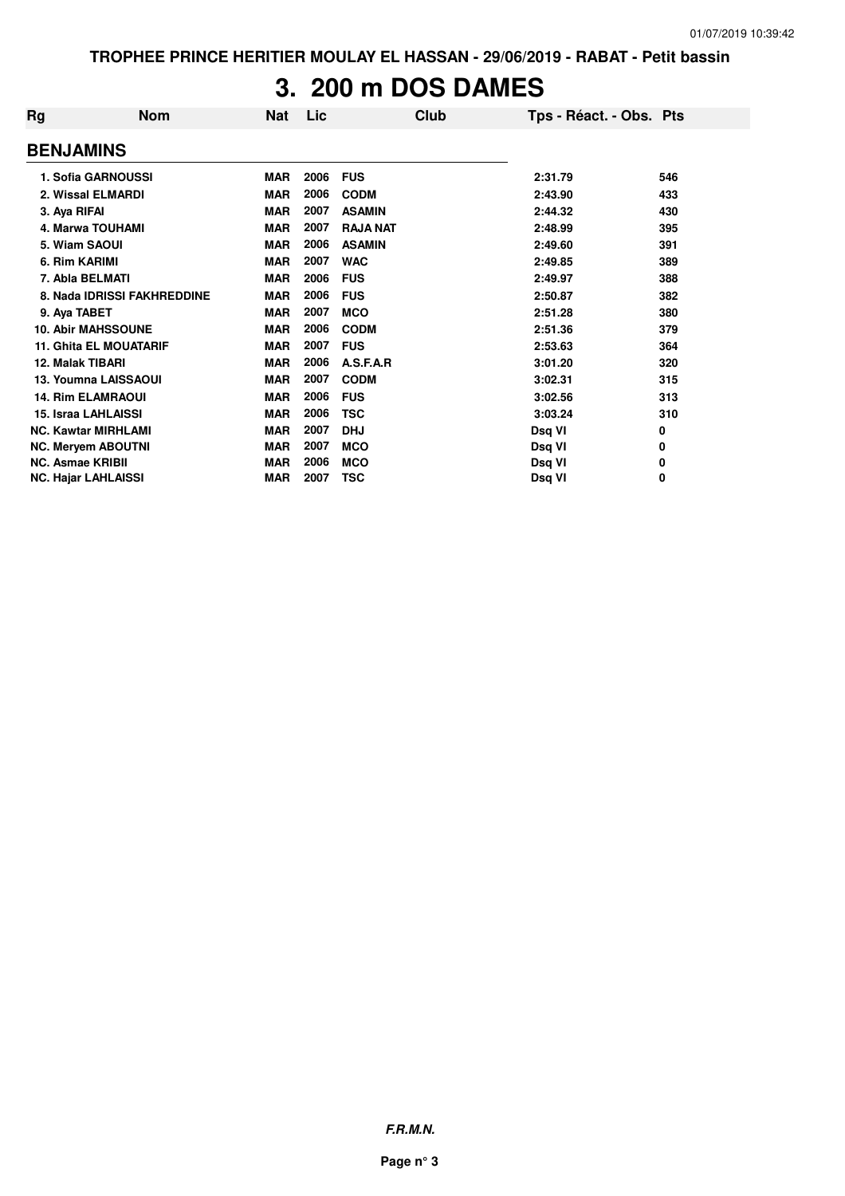TROPHEE PRINCE HERITIER MOULAY EL HASSAN - 29/06/2019 - RABAT - Petit bassin

# 3. 200 m DOS DAMES

| Rg | Nom | Nat | Lic | Club | Tps - Réact. - Obs. | Pts |
|---|---|---|---|---|---|---|
| **BENJAMINS** | | | | | | |
| 1. | Sofia GARNOUSSI | MAR | 2006 | FUS | 2:31.79 | 546 |
| 2. | Wissal ELMARDI | MAR | 2006 | CODM | 2:43.90 | 433 |
| 3. | Aya RIFAI | MAR | 2007 | ASAMIN | 2:44.32 | 430 |
| 4. | Marwa TOUHAMI | MAR | 2007 | RAJA NAT | 2:48.99 | 395 |
| 5. | Wiam SAOUI | MAR | 2006 | ASAMIN | 2:49.60 | 391 |
| 6. | Rim KARIMI | MAR | 2007 | WAC | 2:49.85 | 389 |
| 7. | Abla BELMATI | MAR | 2006 | FUS | 2:49.97 | 388 |
| 8. | Nada IDRISSI FAKHREDDINE | MAR | 2006 | FUS | 2:50.87 | 382 |
| 9. | Aya TABET | MAR | 2007 | MCO | 2:51.28 | 380 |
| 10. | Abir MAHSSOUNE | MAR | 2006 | CODM | 2:51.36 | 379 |
| 11. | Ghita EL MOUATARIF | MAR | 2007 | FUS | 2:53.63 | 364 |
| 12. | Malak TIBARI | MAR | 2006 | A.S.F.A.R | 3:01.20 | 320 |
| 13. | Youmna LAISSAOUI | MAR | 2007 | CODM | 3:02.31 | 315 |
| 14. | Rim ELAMRAOUI | MAR | 2006 | FUS | 3:02.56 | 313 |
| 15. | Israa LAHLAISSI | MAR | 2006 | TSC | 3:03.24 | 310 |
| NC. | Kawtar MIRHLAMI | MAR | 2007 | DHJ | Dsq VI | 0 |
| NC. | Meryem ABOUTNI | MAR | 2007 | MCO | Dsq VI | 0 |
| NC. | Asmae KRIBII | MAR | 2006 | MCO | Dsq VI | 0 |
| NC. | Hajar LAHLAISSI | MAR | 2007 | TSC | Dsq VI | 0 |

*F.R.M.N.*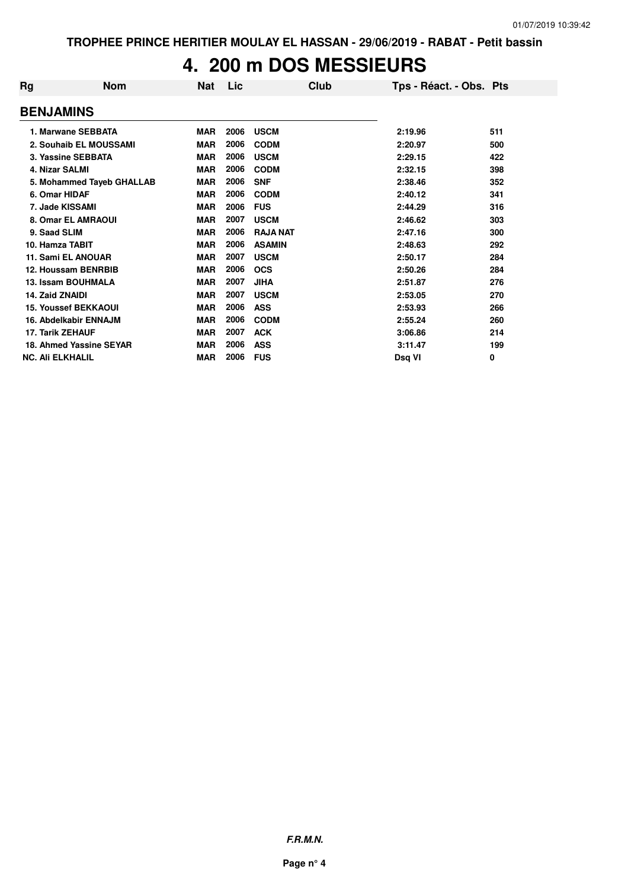TROPHEE PRINCE HERITIER MOULAY EL HASSAN - 29/06/2019 - RABAT - Petit bassin

# 4. 200 m DOS MESSIEURS

| Rg | Nom | Nat | Lic | Club | Tps - Réact. - Obs. | Pts |
|---|---|---|---|---|---|---|
| **BENJAMINS** | | | | | | |
| 1. | Marwane SEBBATA | MAR | 2006 | USCM | 2:19.96 | 511 |
| 2. | Souhaib EL MOUSSAMI | MAR | 2006 | CODM | 2:20.97 | 500 |
| 3. | Yassine SEBBATA | MAR | 2006 | USCM | 2:29.15 | 422 |
| 4. | Nizar SALMI | MAR | 2006 | CODM | 2:32.15 | 398 |
| 5. | Mohammed Tayeb GHALLAB | MAR | 2006 | SNF | 2:38.46 | 352 |
| 6. | Omar HIDAF | MAR | 2006 | CODM | 2:40.12 | 341 |
| 7. | Jade KISSAMI | MAR | 2006 | FUS | 2:44.29 | 316 |
| 8. | Omar EL AMRAOUI | MAR | 2007 | USCM | 2:46.62 | 303 |
| 9. | Saad SLIM | MAR | 2006 | RAJA NAT | 2:47.16 | 300 |
| 10. | Hamza TABIT | MAR | 2006 | ASAMIN | 2:48.63 | 292 |
| 11. | Sami EL ANOUAR | MAR | 2007 | USCM | 2:50.17 | 284 |
| 12. | Houssam BENRBIB | MAR | 2006 | OCS | 2:50.26 | 284 |
| 13. | Issam BOUHMALA | MAR | 2007 | JIHA | 2:51.87 | 276 |
| 14. | Zaid ZNAIDI | MAR | 2007 | USCM | 2:53.05 | 270 |
| 15. | Youssef BEKKAOUI | MAR | 2006 | ASS | 2:53.93 | 266 |
| 16. | Abdelkabir ENNAJM | MAR | 2006 | CODM | 2:55.24 | 260 |
| 17. | Tarik ZEHAUF | MAR | 2007 | ACK | 3:06.86 | 214 |
| 18. | Ahmed Yassine SEYAR | MAR | 2006 | ASS | 3:11.47 | 199 |
| NC. | Ali ELKHALIL | MAR | 2006 | FUS | Dsq VI | 0 |

***F.R.M.N.***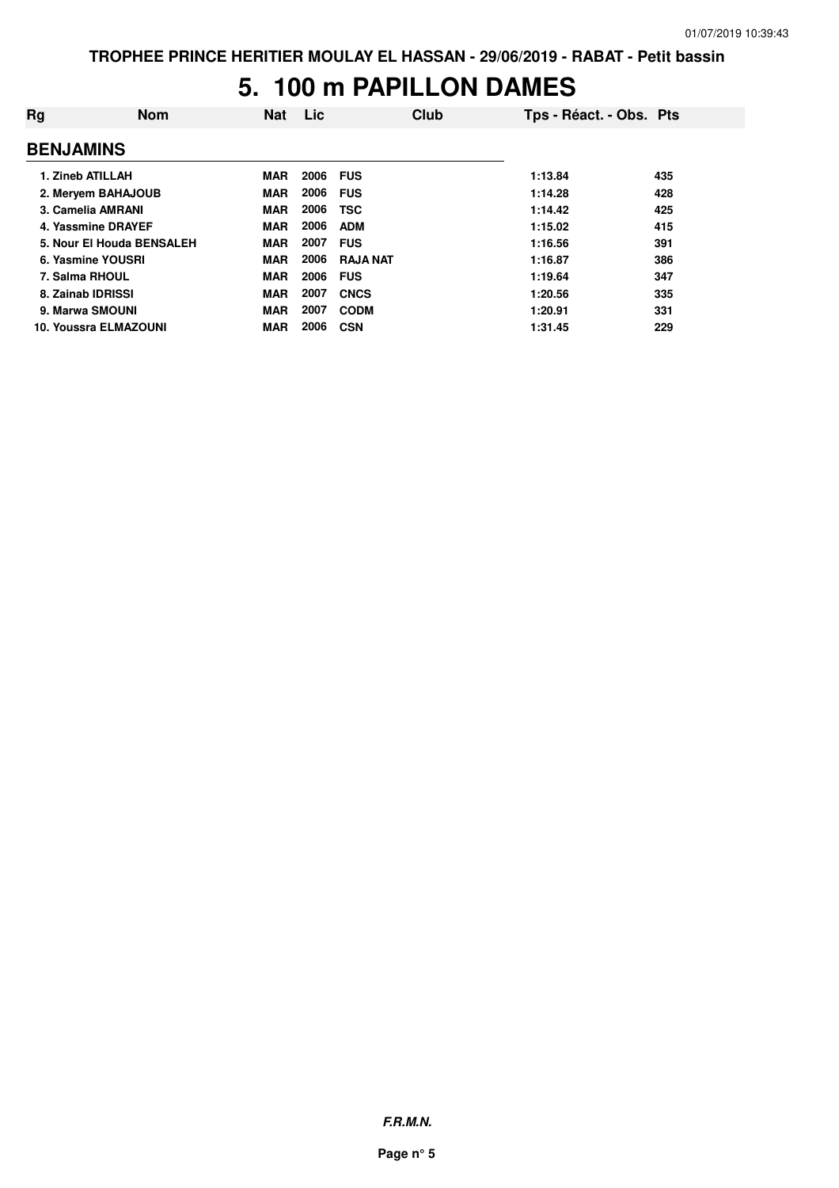# 5. 100 m PAPILLON DAMES

| Rg | Nom | Nat | Lic | Club | Tps - Réact. - Obs. | Pts |
|---|---|---|---|---|---|---|
| **BENJAMINS** | | | | | | |
| 1. | Zineb ATILLAH | MAR | 2006 | FUS | 1:13.84 | 435 |
| 2. | Meryem BAHAJOUB | MAR | 2006 | FUS | 1:14.28 | 428 |
| 3. | Camelia AMRANI | MAR | 2006 | TSC | 1:14.42 | 425 |
| 4. | Yassmine DRAYEF | MAR | 2006 | ADM | 1:15.02 | 415 |
| 5. | Nour El Houda BENSALEH | MAR | 2007 | FUS | 1:16.56 | 391 |
| 6. | Yasmine YOUSRI | MAR | 2006 | RAJA NAT | 1:16.87 | 386 |
| 7. | Salma RHOUL | MAR | 2006 | FUS | 1:19.64 | 347 |
| 8. | Zainab IDRISSI | MAR | 2007 | CNCS | 1:20.56 | 335 |
| 9. | Marwa SMOUNI | MAR | 2007 | CODM | 1:20.91 | 331 |
| 10. | Youssra ELMAZOUNI | MAR | 2006 | CSN | 1:31.45 | 229 |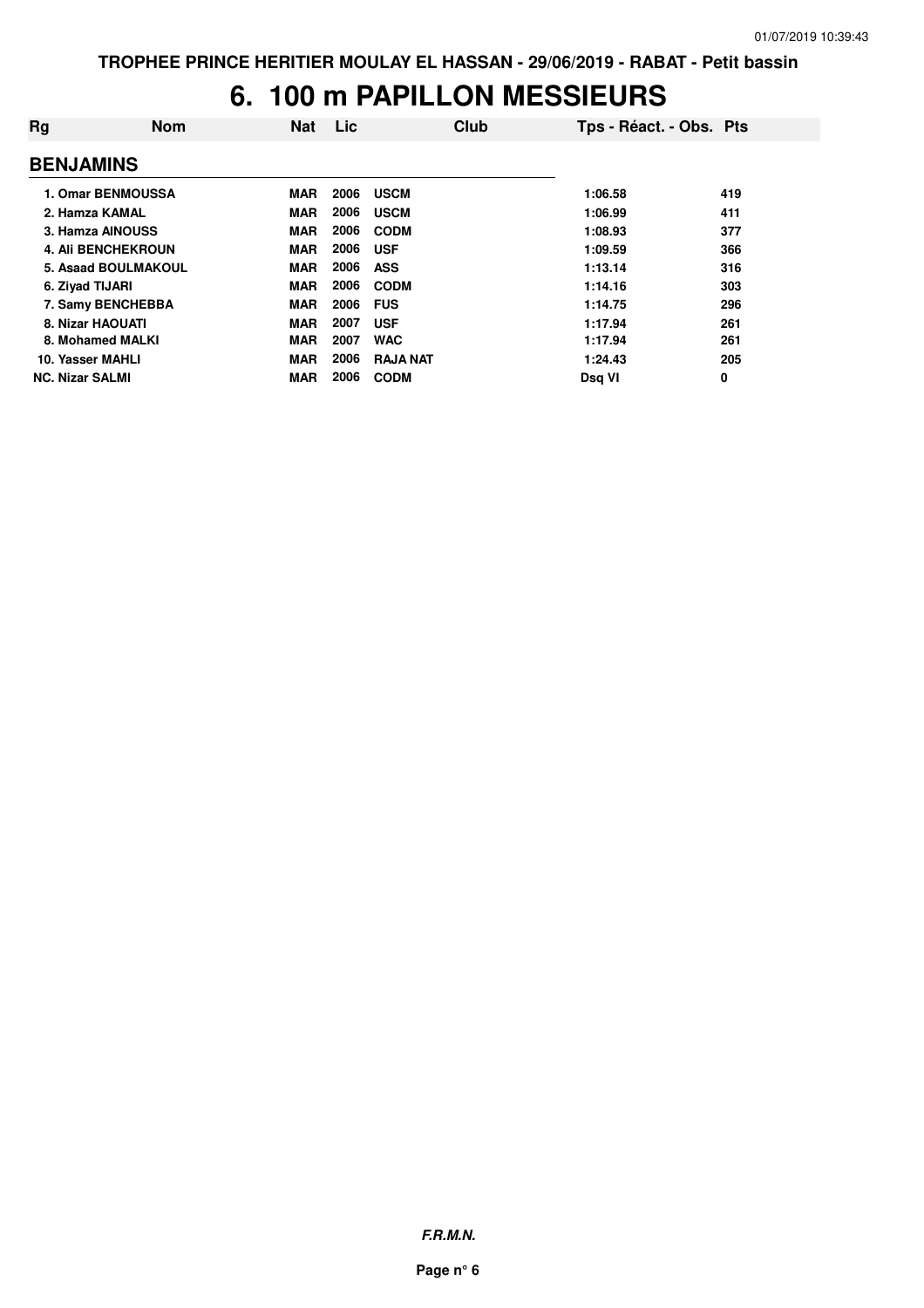# 6. 100 m PAPILLON MESSIEURS

| Rg | Nom | Nat | Lic | Club | Tps - Réact. - Obs. | Pts |
|---|---|---|---|---|---|---|
| **BENJAMINS** | | | | | | |
| 1. | Omar BENMOUSSA | MAR | 2006 | USCM | 1:06.58 | 419 |
| 2. | Hamza KAMAL | MAR | 2006 | USCM | 1:06.99 | 411 |
| 3. | Hamza AINOUSS | MAR | 2006 | CODM | 1:08.93 | 377 |
| 4. | Ali BENCHEKROUN | MAR | 2006 | USF | 1:09.59 | 366 |
| 5. | Asaad BOULMAKOUL | MAR | 2006 | ASS | 1:13.14 | 316 |
| 6. | Ziyad TIJARI | MAR | 2006 | CODM | 1:14.16 | 303 |
| 7. | Samy BENCHEBBA | MAR | 2006 | FUS | 1:14.75 | 296 |
| 8. | Nizar HAOUATI | MAR | 2007 | USF | 1:17.94 | 261 |
| 8. | Mohamed MALKI | MAR | 2007 | WAC | 1:17.94 | 261 |
| 10. | Yasser MAHLI | MAR | 2006 | RAJA NAT | 1:24.43 | 205 |
| NC. | Nizar SALMI | MAR | 2006 | CODM | Dsq VI | 0 |

***F.R.M.N.***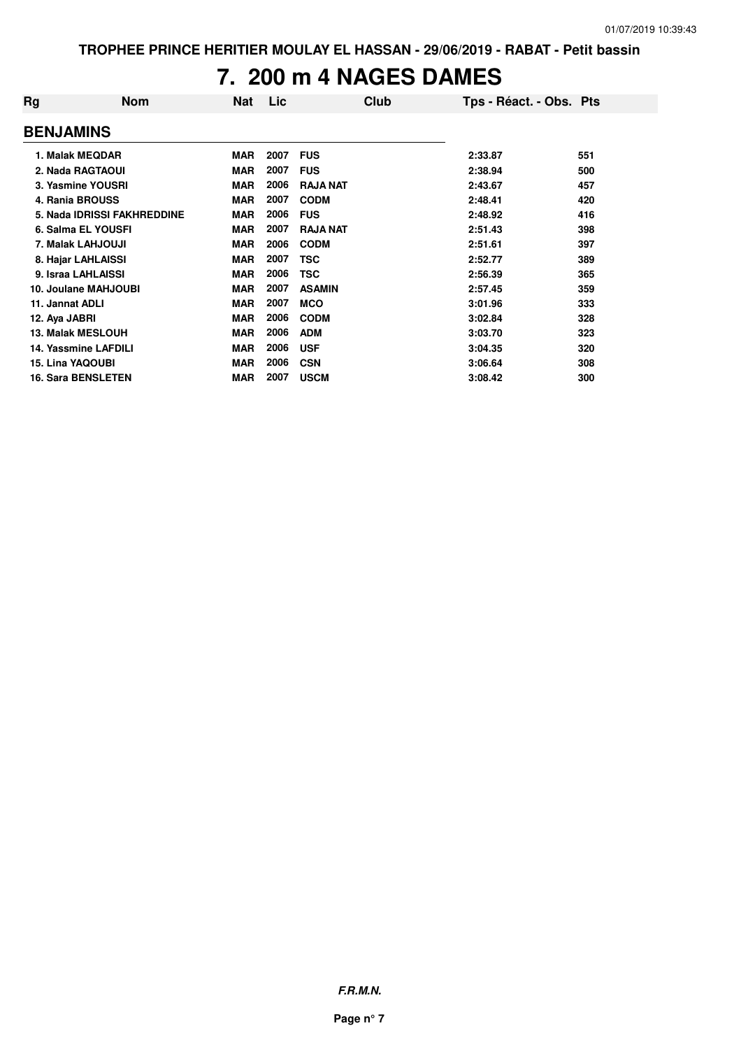TROPHEE PRINCE HERITIER MOULAY EL HASSAN - 29/06/2019 - RABAT - Petit bassin

# 7. 200 m 4 NAGES DAMES

| Rg | Nom | Nat | Lic | Club | Tps - Réact. - Obs. | Pts |
|---|---|---|---|---|---|---|
| **BENJAMINS** | | | | | | |
| 1. | Malak MEQDAR | MAR | 2007 | FUS | 2:33.87 | 551 |
| 2. | Nada RAGTAOUI | MAR | 2007 | FUS | 2:38.94 | 500 |
| 3. | Yasmine YOUSRI | MAR | 2006 | RAJA NAT | 2:43.67 | 457 |
| 4. | Rania BROUSS | MAR | 2007 | CODM | 2:48.41 | 420 |
| 5. | Nada IDRISSI FAKHREDDINE | MAR | 2006 | FUS | 2:48.92 | 416 |
| 6. | Salma EL YOUSFI | MAR | 2007 | RAJA NAT | 2:51.43 | 398 |
| 7. | Malak LAHJOUJI | MAR | 2006 | CODM | 2:51.61 | 397 |
| 8. | Hajar LAHLAISSI | MAR | 2007 | TSC | 2:52.77 | 389 |
| 9. | Israa LAHLAISSI | MAR | 2006 | TSC | 2:56.39 | 365 |
| 10. | Joulane MAHJOUBI | MAR | 2007 | ASAMIN | 2:57.45 | 359 |
| 11. | Jannat ADLI | MAR | 2007 | MCO | 3:01.96 | 333 |
| 12. | Aya JABRI | MAR | 2006 | CODM | 3:02.84 | 328 |
| 13. | Malak MESLOUH | MAR | 2006 | ADM | 3:03.70 | 323 |
| 14. | Yassmine LAFDILI | MAR | 2006 | USF | 3:04.35 | 320 |
| 15. | Lina YAQOUBI | MAR | 2006 | CSN | 3:06.64 | 308 |
| 16. | Sara BENSLETEN | MAR | 2007 | USCM | 3:08.42 | 300 |

*F.R.M.N.*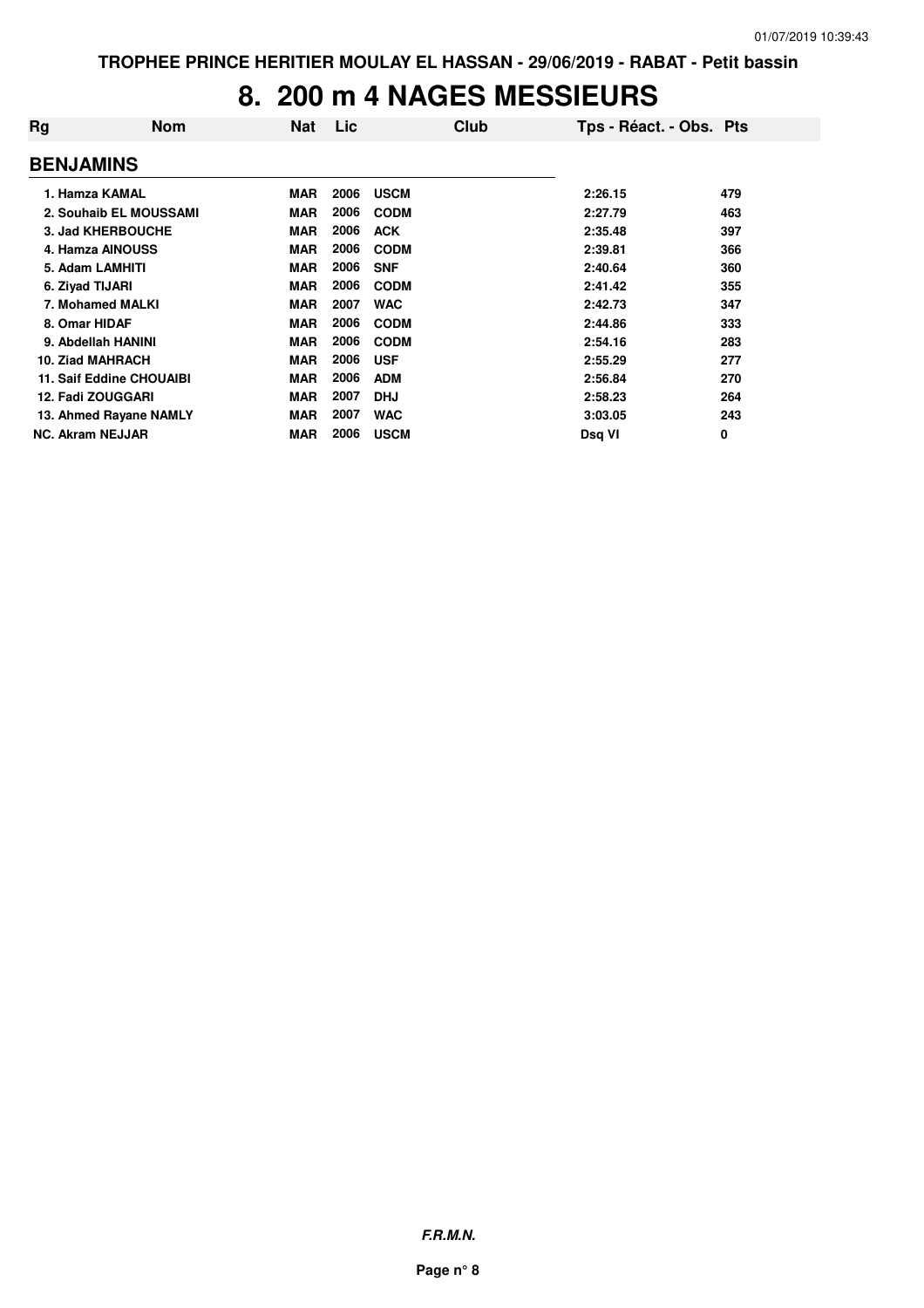# 8. 200 m 4 NAGES MESSIEURS

| Rg | Nom | Nat | Lic | Club | Tps - Réact. - Obs. | Pts |
|---|---|---|---|---|---|---|
| **BENJAMINS** | | | | | | |
| 1. | Hamza KAMAL | MAR | 2006 | USCM | 2:26.15 | 479 |
| 2. | Souhaib EL MOUSSAMI | MAR | 2006 | CODM | 2:27.79 | 463 |
| 3. | Jad KHERBOUCHE | MAR | 2006 | ACK | 2:35.48 | 397 |
| 4. | Hamza AINOUSS | MAR | 2006 | CODM | 2:39.81 | 366 |
| 5. | Adam LAMHITI | MAR | 2006 | SNF | 2:40.64 | 360 |
| 6. | Ziyad TIJARI | MAR | 2006 | CODM | 2:41.42 | 355 |
| 7. | Mohamed MALKI | MAR | 2007 | WAC | 2:42.73 | 347 |
| 8. | Omar HIDAF | MAR | 2006 | CODM | 2:44.86 | 333 |
| 9. | Abdellah HANINI | MAR | 2006 | CODM | 2:54.16 | 283 |
| 10. | Ziad MAHRACH | MAR | 2006 | USF | 2:55.29 | 277 |
| 11. | Saif Eddine CHOUAIBI | MAR | 2006 | ADM | 2:56.84 | 270 |
| 12. | Fadi ZOUGGARI | MAR | 2007 | DHJ | 2:58.23 | 264 |
| 13. | Ahmed Rayane NAMLY | MAR | 2007 | WAC | 3:03.05 | 243 |
| NC. | Akram NEJJAR | MAR | 2006 | USCM | Dsq VI | 0 |

***F.R.M.N.***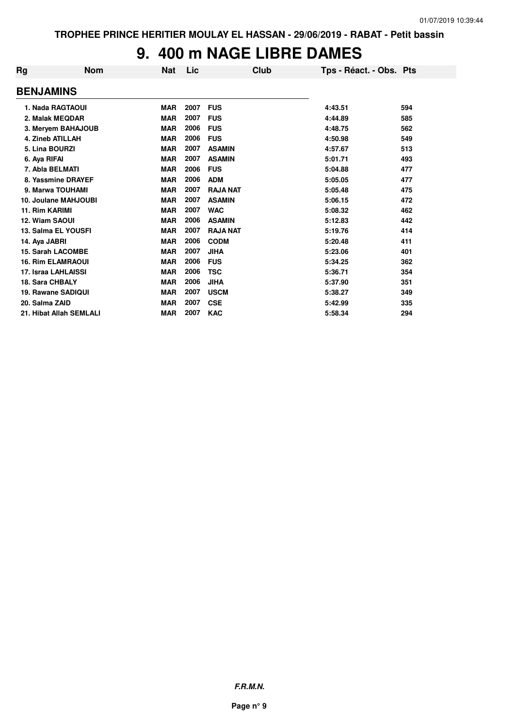TROPHEE PRINCE HERITIER MOULAY EL HASSAN - 29/06/2019 - RABAT - Petit bassin

# 9. 400 m NAGE LIBRE DAMES

| Rg | Nom | Nat | Lic | Club | Tps - Réact. - Obs. | Pts |
|---|---|---|---|---|---|---|
| **BENJAMINS** | | | | | | |
| 1. | Nada RAGTAOUI | MAR | 2007 | FUS | 4:43.51 | 594 |
| 2. | Malak MEQDAR | MAR | 2007 | FUS | 4:44.89 | 585 |
| 3. | Meryem BAHAJOUB | MAR | 2006 | FUS | 4:48.75 | 562 |
| 4. | Zineb ATILLAH | MAR | 2006 | FUS | 4:50.98 | 549 |
| 5. | Lina BOURZI | MAR | 2007 | ASAMIN | 4:57.67 | 513 |
| 6. | Aya RIFAI | MAR | 2007 | ASAMIN | 5:01.71 | 493 |
| 7. | Abla BELMATI | MAR | 2006 | FUS | 5:04.88 | 477 |
| 8. | Yassmine DRAYEF | MAR | 2006 | ADM | 5:05.05 | 477 |
| 9. | Marwa TOUHAMI | MAR | 2007 | RAJA NAT | 5:05.48 | 475 |
| 10. | Joulane MAHJOUBI | MAR | 2007 | ASAMIN | 5:06.15 | 472 |
| 11. | Rim KARIMI | MAR | 2007 | WAC | 5:08.32 | 462 |
| 12. | Wiam SAOUI | MAR | 2006 | ASAMIN | 5:12.83 | 442 |
| 13. | Salma EL YOUSFI | MAR | 2007 | RAJA NAT | 5:19.76 | 414 |
| 14. | Aya JABRI | MAR | 2006 | CODM | 5:20.48 | 411 |
| 15. | Sarah LACOMBE | MAR | 2007 | JIHA | 5:23.06 | 401 |
| 16. | Rim ELAMRAOUI | MAR | 2006 | FUS | 5:34.25 | 362 |
| 17. | Israa LAHLAISSI | MAR | 2006 | TSC | 5:36.71 | 354 |
| 18. | Sara CHBALY | MAR | 2006 | JIHA | 5:37.90 | 351 |
| 19. | Rawane SADIQUI | MAR | 2007 | USCM | 5:38.27 | 349 |
| 20. | Salma ZAID | MAR | 2007 | CSE | 5:42.99 | 335 |
| 21. | Hibat Allah SEMLALI | MAR | 2007 | KAC | 5:58.34 | 294 |

*F.R.M.N.*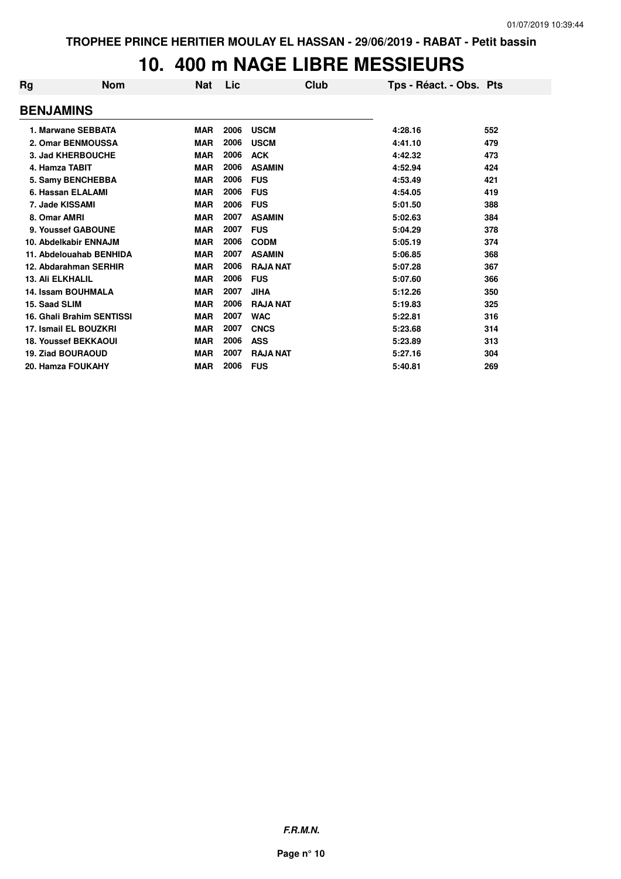# 10. 400 m NAGE LIBRE MESSIEURS

| Rg | Nom | Nat | Lic | Club | Tps - Réact. - Obs. | Pts |
|---|---|---|---|---|---|---|
| **BENJAMINS** | | | | | | |
| 1. | Marwane SEBBATA | MAR | 2006 | USCM | 4:28.16 | 552 |
| 2. | Omar BENMOUSSA | MAR | 2006 | USCM | 4:41.10 | 479 |
| 3. | Jad KHERBOUCHE | MAR | 2006 | ACK | 4:42.32 | 473 |
| 4. | Hamza TABIT | MAR | 2006 | ASAMIN | 4:52.94 | 424 |
| 5. | Samy BENCHEBBA | MAR | 2006 | FUS | 4:53.49 | 421 |
| 6. | Hassan ELALAMI | MAR | 2006 | FUS | 4:54.05 | 419 |
| 7. | Jade KISSAMI | MAR | 2006 | FUS | 5:01.50 | 388 |
| 8. | Omar AMRI | MAR | 2007 | ASAMIN | 5:02.63 | 384 |
| 9. | Youssef GABOUNE | MAR | 2007 | FUS | 5:04.29 | 378 |
| 10. | Abdelkabir ENNAJM | MAR | 2006 | CODM | 5:05.19 | 374 |
| 11. | Abdelouahab BENHIDA | MAR | 2007 | ASAMIN | 5:06.85 | 368 |
| 12. | Abdarahman SERHIR | MAR | 2006 | RAJA NAT | 5:07.28 | 367 |
| 13. | Ali ELKHALIL | MAR | 2006 | FUS | 5:07.60 | 366 |
| 14. | Issam BOUHMALA | MAR | 2007 | JIHA | 5:12.26 | 350 |
| 15. | Saad SLIM | MAR | 2006 | RAJA NAT | 5:19.83 | 325 |
| 16. | Ghali Brahim SENTISSI | MAR | 2007 | WAC | 5:22.81 | 316 |
| 17. | Ismail EL BOUZKRI | MAR | 2007 | CNCS | 5:23.68 | 314 |
| 18. | Youssef BEKKAOUI | MAR | 2006 | ASS | 5:23.89 | 313 |
| 19. | Ziad BOURAOUD | MAR | 2007 | RAJA NAT | 5:27.16 | 304 |
| 20. | Hamza FOUKAHY | MAR | 2006 | FUS | 5:40.81 | 269 |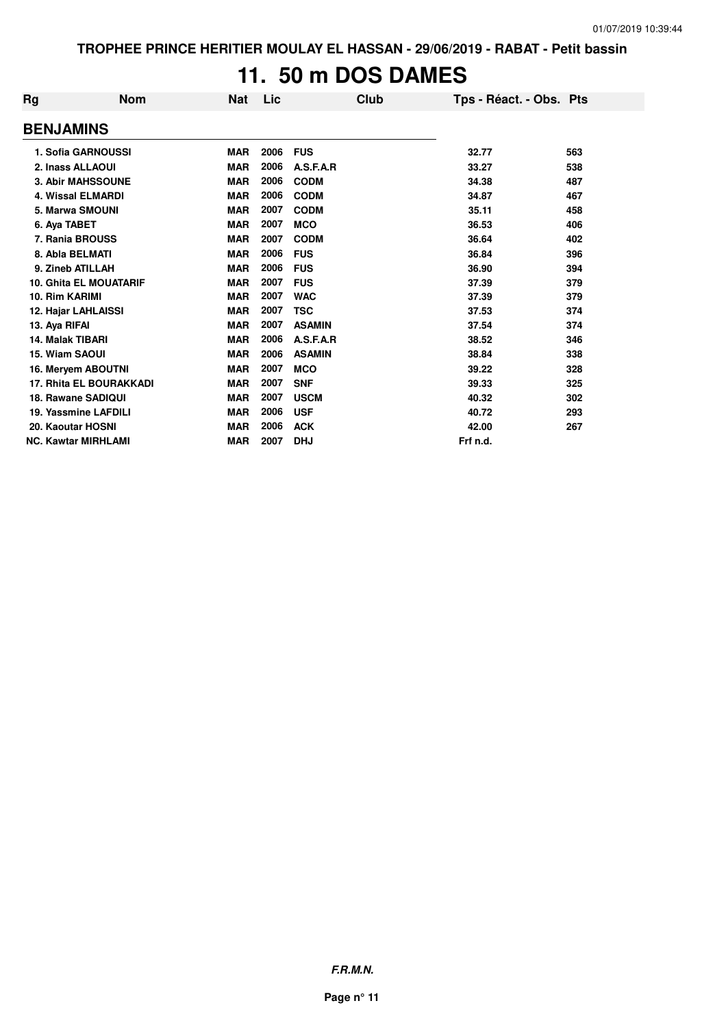# 11. 50 m DOS DAMES

| Rg | Nom | Nat | Lic | Club | Tps - Réact. - Obs. | Pts |
|---|---|---|---|---|---|---|
| **BENJAMINS** | | | | | | |
| 1. | Sofia GARNOUSSI | MAR | 2006 | FUS | 32.77 | 563 |
| 2. | Inass ALLAOUI | MAR | 2006 | A.S.F.A.R | 33.27 | 538 |
| 3. | Abir MAHSSOUNE | MAR | 2006 | CODM | 34.38 | 487 |
| 4. | Wissal ELMARDI | MAR | 2006 | CODM | 34.87 | 467 |
| 5. | Marwa SMOUNI | MAR | 2007 | CODM | 35.11 | 458 |
| 6. | Aya TABET | MAR | 2007 | MCO | 36.53 | 406 |
| 7. | Rania BROUSS | MAR | 2007 | CODM | 36.64 | 402 |
| 8. | Abla BELMATI | MAR | 2006 | FUS | 36.84 | 396 |
| 9. | Zineb ATILLAH | MAR | 2006 | FUS | 36.90 | 394 |
| 10. | Ghita EL MOUATARIF | MAR | 2007 | FUS | 37.39 | 379 |
| 10. | Rim KARIMI | MAR | 2007 | WAC | 37.39 | 379 |
| 12. | Hajar LAHLAISSI | MAR | 2007 | TSC | 37.53 | 374 |
| 13. | Aya RIFAI | MAR | 2007 | ASAMIN | 37.54 | 374 |
| 14. | Malak TIBARI | MAR | 2006 | A.S.F.A.R | 38.52 | 346 |
| 15. | Wiam SAOUI | MAR | 2006 | ASAMIN | 38.84 | 338 |
| 16. | Meryem ABOUTNI | MAR | 2007 | MCO | 39.22 | 328 |
| 17. | Rhita EL BOURAKKADI | MAR | 2007 | SNF | 39.33 | 325 |
| 18. | Rawane SADIQUI | MAR | 2007 | USCM | 40.32 | 302 |
| 19. | Yassmine LAFDILI | MAR | 2006 | USF | 40.72 | 293 |
| 20. | Kaoutar HOSNI | MAR | 2006 | ACK | 42.00 | 267 |
| NC. | Kawtar MIRHLAMI | MAR | 2007 | DHJ | Frf n.d. | |

***F.R.M.N.***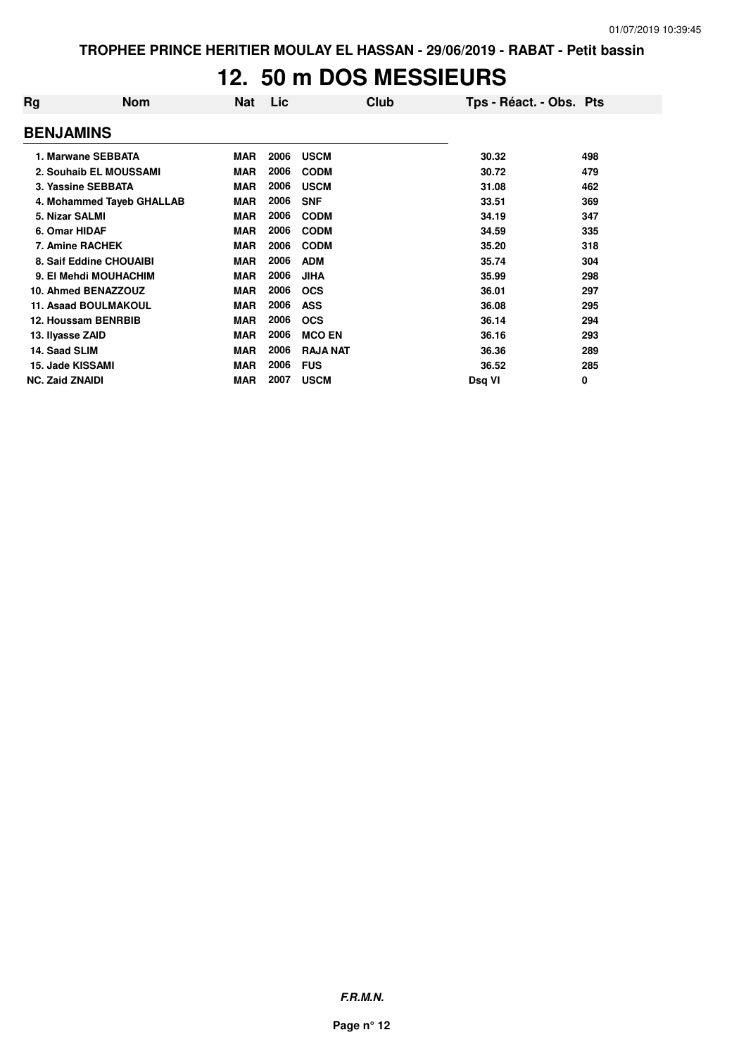TROPHEE PRINCE HERITIER MOULAY EL HASSAN - 29/06/2019 - RABAT - Petit bassin

# 12. 50 m DOS MESSIEURS

| Rg | Nom | Nat | Lic | Club | Tps - Réact. - Obs. | Pts |
|---|---|---|---|---|---|---|
| **BENJAMINS** | | | | | | |
| 1. | Marwane SEBBATA | MAR | 2006 | USCM | 30.32 | 498 |
| 2. | Souhaib EL MOUSSAMI | MAR | 2006 | CODM | 30.72 | 479 |
| 3. | Yassine SEBBATA | MAR | 2006 | USCM | 31.08 | 462 |
| 4. | Mohammed Tayeb GHALLAB | MAR | 2006 | SNF | 33.51 | 369 |
| 5. | Nizar SALMI | MAR | 2006 | CODM | 34.19 | 347 |
| 6. | Omar HIDAF | MAR | 2006 | CODM | 34.59 | 335 |
| 7. | Amine RACHEK | MAR | 2006 | CODM | 35.20 | 318 |
| 8. | Saif Eddine CHOUAIBI | MAR | 2006 | ADM | 35.74 | 304 |
| 9. | El Mehdi MOUHACHIM | MAR | 2006 | JIHA | 35.99 | 298 |
| 10. | Ahmed BENAZZOUZ | MAR | 2006 | OCS | 36.01 | 297 |
| 11. | Asaad BOULMAKOUL | MAR | 2006 | ASS | 36.08 | 295 |
| 12. | Houssam BENRBIB | MAR | 2006 | OCS | 36.14 | 294 |
| 13. | Ilyasse ZAID | MAR | 2006 | MCO EN | 36.16 | 293 |
| 14. | Saad SLIM | MAR | 2006 | RAJA NAT | 36.36 | 289 |
| 15. | Jade KISSAMI | MAR | 2006 | FUS | 36.52 | 285 |
| NC. | Zaid ZNAIDI | MAR | 2007 | USCM | Dsq VI | 0 |

*F.R.M.N.*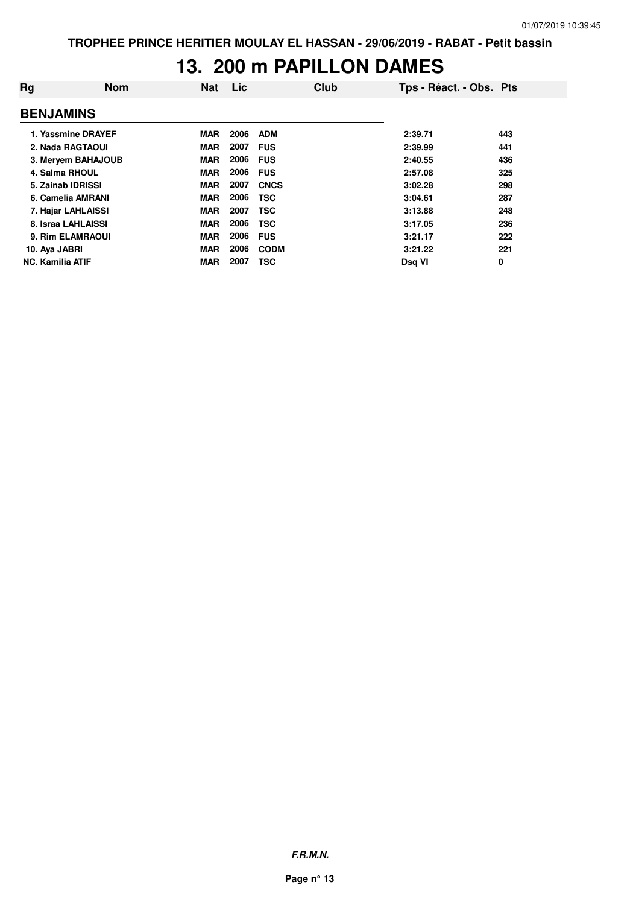# 13. 200 m PAPILLON DAMES

| Rg | Nom | Nat | Lic | Club | Tps - Réact. - Obs. | Pts |
|---|---|---|---|---|---|---|
| **BENJAMINS** | | | | | | |
| 1. | Yassmine DRAYEF | MAR | 2006 | ADM | 2:39.71 | 443 |
| 2. | Nada RAGTAOUI | MAR | 2007 | FUS | 2:39.99 | 441 |
| 3. | Meryem BAHAJOUB | MAR | 2006 | FUS | 2:40.55 | 436 |
| 4. | Salma RHOUL | MAR | 2006 | FUS | 2:57.08 | 325 |
| 5. | Zainab IDRISSI | MAR | 2007 | CNCS | 3:02.28 | 298 |
| 6. | Camelia AMRANI | MAR | 2006 | TSC | 3:04.61 | 287 |
| 7. | Hajar LAHLAISSI | MAR | 2007 | TSC | 3:13.88 | 248 |
| 8. | Israa LAHLAISSI | MAR | 2006 | TSC | 3:17.05 | 236 |
| 9. | Rim ELAMRAOUI | MAR | 2006 | FUS | 3:21.17 | 222 |
| 10. | Aya JABRI | MAR | 2006 | CODM | 3:21.22 | 221 |
| NC. | Kamilia ATIF | MAR | 2007 | TSC | Dsq VI | 0 |

***F.R.M.N.***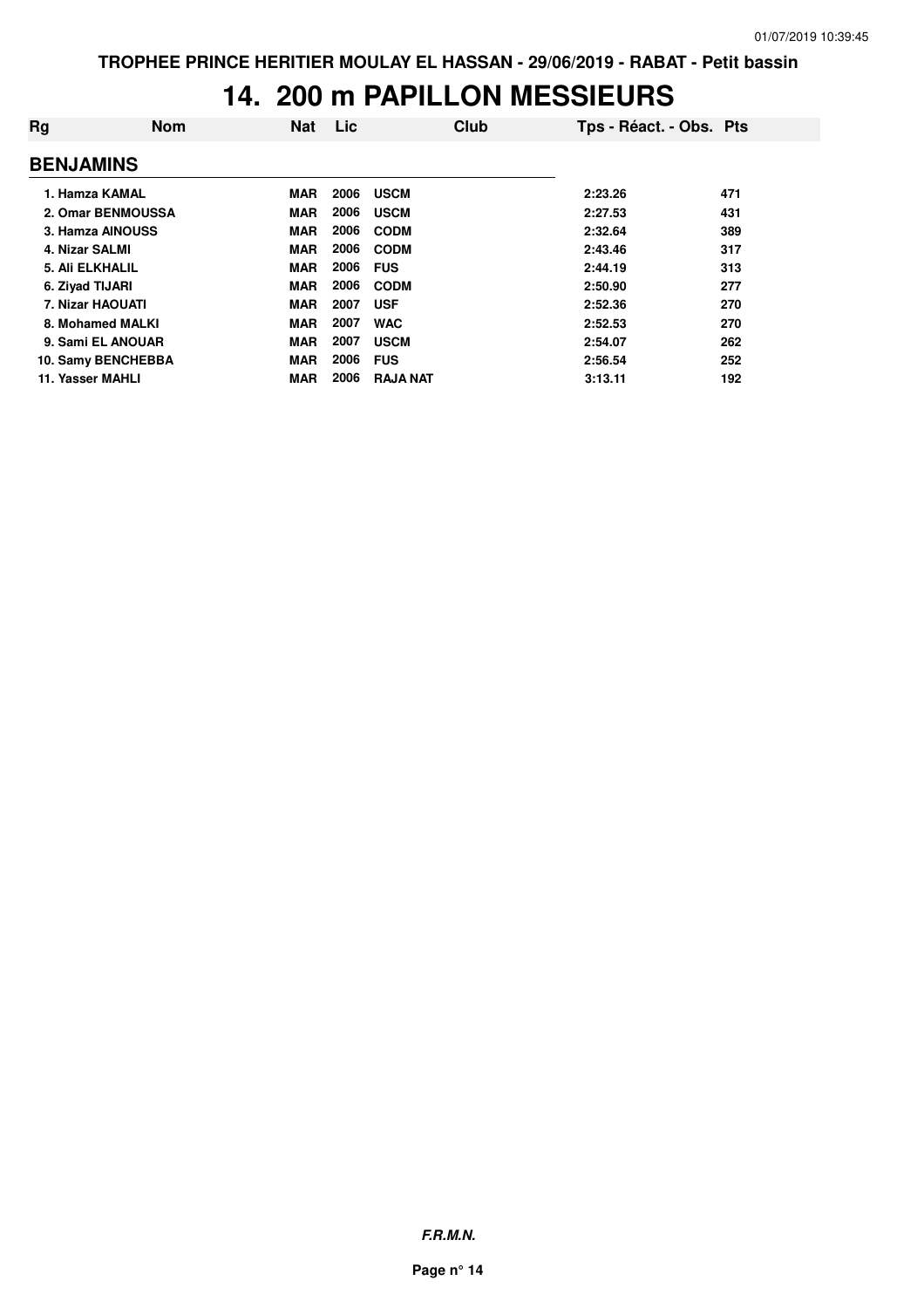# 14. 200 m PAPILLON MESSIEURS

| Rg | Nom | Nat | Lic | Club | Tps - Réact. - Obs. | Pts |
|---|---|---|---|---|---|---|
| **BENJAMINS** | | | | | | |
| 1. | Hamza KAMAL | MAR | 2006 | USCM | 2:23.26 | 471 |
| 2. | Omar BENMOUSSA | MAR | 2006 | USCM | 2:27.53 | 431 |
| 3. | Hamza AINOUSS | MAR | 2006 | CODM | 2:32.64 | 389 |
| 4. | Nizar SALMI | MAR | 2006 | CODM | 2:43.46 | 317 |
| 5. | Ali ELKHALIL | MAR | 2006 | FUS | 2:44.19 | 313 |
| 6. | Ziyad TIJARI | MAR | 2006 | CODM | 2:50.90 | 277 |
| 7. | Nizar HAOUATI | MAR | 2007 | USF | 2:52.36 | 270 |
| 8. | Mohamed MALKI | MAR | 2007 | WAC | 2:52.53 | 270 |
| 9. | Sami EL ANOUAR | MAR | 2007 | USCM | 2:54.07 | 262 |
| 10. | Samy BENCHEBBA | MAR | 2006 | FUS | 2:56.54 | 252 |
| 11. | Yasser MAHLI | MAR | 2006 | RAJA NAT | 3:13.11 | 192 |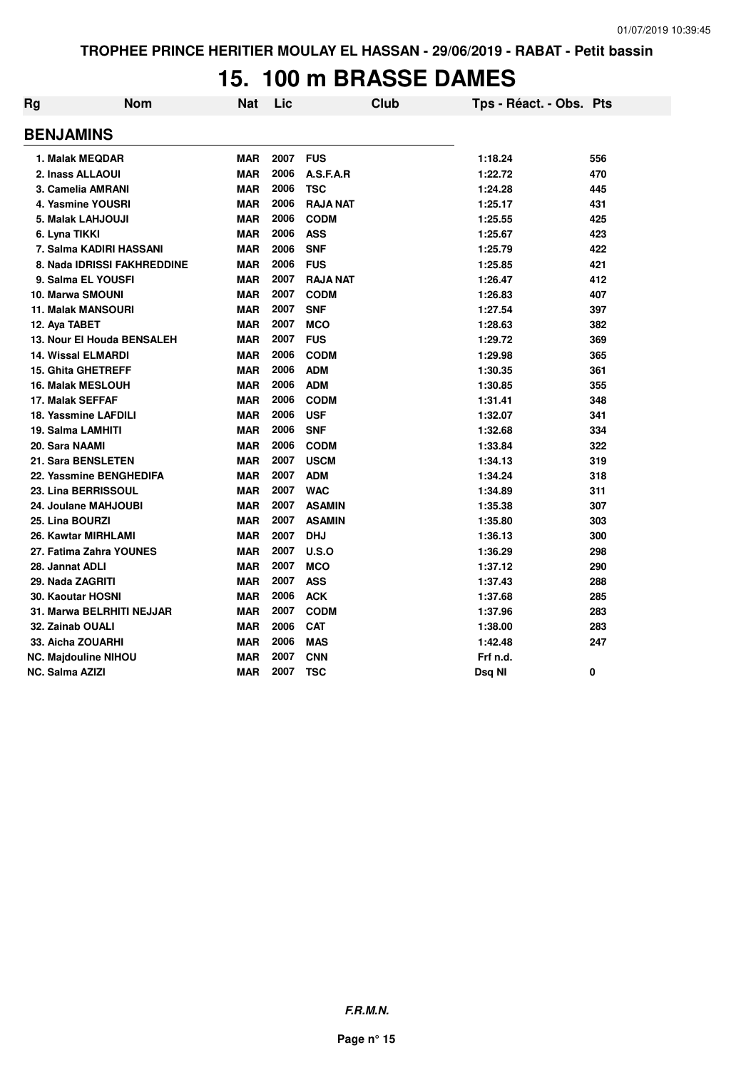TROPHEE PRINCE HERITIER MOULAY EL HASSAN - 29/06/2019 - RABAT - Petit bassin

# 15. 100 m BRASSE DAMES

| Rg | Nom | Nat | Lic | Club | Tps - Réact. - Obs. | Pts |
|---|---|---|---|---|---|---|
| **BENJAMINS** | | | | | | |
| 1. | Malak MEQDAR | MAR | 2007 | FUS | 1:18.24 | 556 |
| 2. | Inass ALLAOUI | MAR | 2006 | A.S.F.A.R | 1:22.72 | 470 |
| 3. | Camelia AMRANI | MAR | 2006 | TSC | 1:24.28 | 445 |
| 4. | Yasmine YOUSRI | MAR | 2006 | RAJA NAT | 1:25.17 | 431 |
| 5. | Malak LAHJOUJI | MAR | 2006 | CODM | 1:25.55 | 425 |
| 6. | Lyna TIKKI | MAR | 2006 | ASS | 1:25.67 | 423 |
| 7. | Salma KADIRI HASSANI | MAR | 2006 | SNF | 1:25.79 | 422 |
| 8. | Nada IDRISSI FAKHREDDINE | MAR | 2006 | FUS | 1:25.85 | 421 |
| 9. | Salma EL YOUSFI | MAR | 2007 | RAJA NAT | 1:26.47 | 412 |
| 10. | Marwa SMOUNI | MAR | 2007 | CODM | 1:26.83 | 407 |
| 11. | Malak MANSOURI | MAR | 2007 | SNF | 1:27.54 | 397 |
| 12. | Aya TABET | MAR | 2007 | MCO | 1:28.63 | 382 |
| 13. | Nour El Houda BENSALEH | MAR | 2007 | FUS | 1:29.72 | 369 |
| 14. | Wissal ELMARDI | MAR | 2006 | CODM | 1:29.98 | 365 |
| 15. | Ghita GHETREFF | MAR | 2006 | ADM | 1:30.35 | 361 |
| 16. | Malak MESLOUH | MAR | 2006 | ADM | 1:30.85 | 355 |
| 17. | Malak SEFFAF | MAR | 2006 | CODM | 1:31.41 | 348 |
| 18. | Yassmine LAFDILI | MAR | 2006 | USF | 1:32.07 | 341 |
| 19. | Salma LAMHITI | MAR | 2006 | SNF | 1:32.68 | 334 |
| 20. | Sara NAAMI | MAR | 2006 | CODM | 1:33.84 | 322 |
| 21. | Sara BENSLETEN | MAR | 2007 | USCM | 1:34.13 | 319 |
| 22. | Yassmine BENGHEDIFA | MAR | 2007 | ADM | 1:34.24 | 318 |
| 23. | Lina BERRISSOUL | MAR | 2007 | WAC | 1:34.89 | 311 |
| 24. | Joulane MAHJOUBI | MAR | 2007 | ASAMIN | 1:35.38 | 307 |
| 25. | Lina BOURZI | MAR | 2007 | ASAMIN | 1:35.80 | 303 |
| 26. | Kawtar MIRHLAMI | MAR | 2007 | DHJ | 1:36.13 | 300 |
| 27. | Fatima Zahra YOUNES | MAR | 2007 | U.S.O | 1:36.29 | 298 |
| 28. | Jannat ADLI | MAR | 2007 | MCO | 1:37.12 | 290 |
| 29. | Nada ZAGRITI | MAR | 2007 | ASS | 1:37.43 | 288 |
| 30. | Kaoutar HOSNI | MAR | 2006 | ACK | 1:37.68 | 285 |
| 31. | Marwa BELRHITI NEJJAR | MAR | 2007 | CODM | 1:37.96 | 283 |
| 32. | Zainab OUALI | MAR | 2006 | CAT | 1:38.00 | 283 |
| 33. | Aicha ZOUARHI | MAR | 2006 | MAS | 1:42.48 | 247 |
| NC. | Majdouline NIHOU | MAR | 2007 | CNN | Frf n.d. | |
| NC. | Salma AZIZI | MAR | 2007 | TSC | Dsq NI | 0 |

*F.R.M.N.*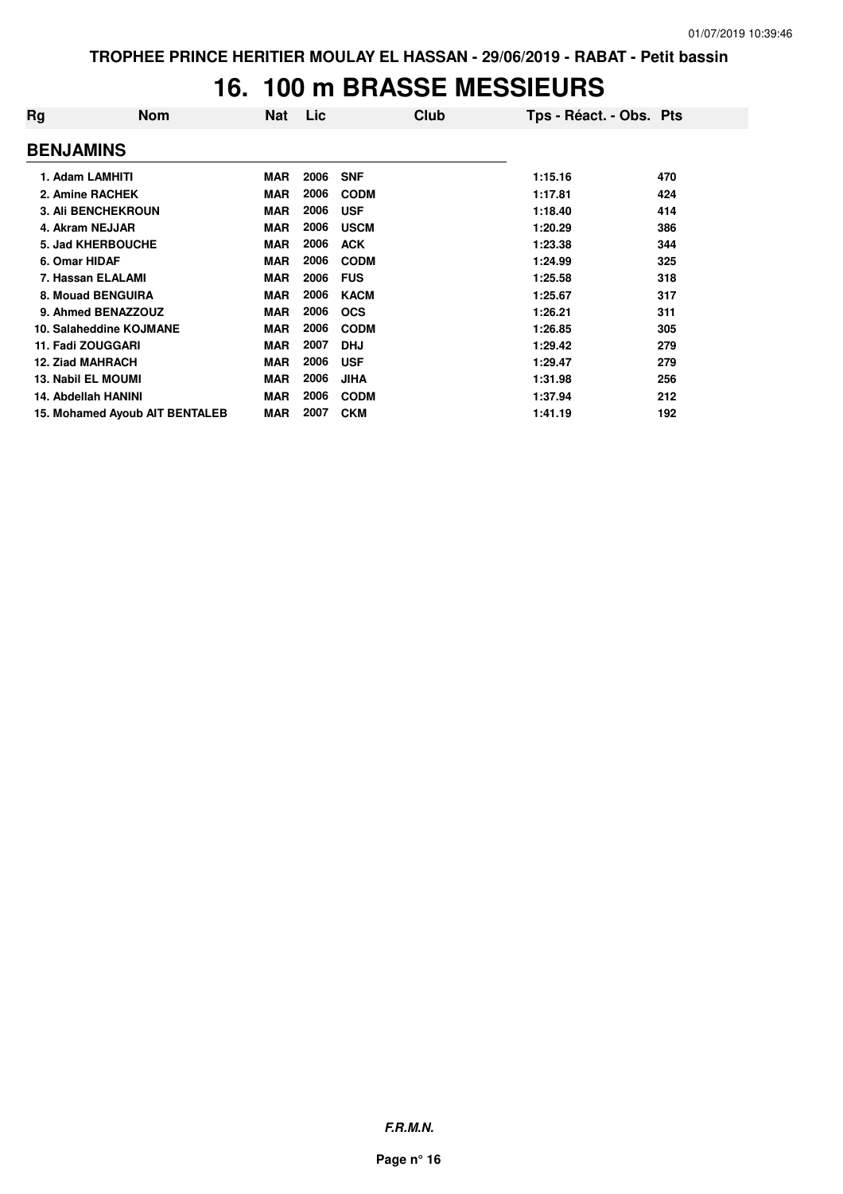# 16. 100 m BRASSE MESSIEURS

| Rg | Nom | Nat | Lic | Club | Tps - Réact. - Obs. | Pts |
|---|---|---|---|---|---|---|
| **BENJAMINS** | | | | | | |
| 1. | Adam LAMHITI | MAR | 2006 | SNF | 1:15.16 | 470 |
| 2. | Amine RACHEK | MAR | 2006 | CODM | 1:17.81 | 424 |
| 3. | Ali BENCHEKROUN | MAR | 2006 | USF | 1:18.40 | 414 |
| 4. | Akram NEJJAR | MAR | 2006 | USCM | 1:20.29 | 386 |
| 5. | Jad KHERBOUCHE | MAR | 2006 | ACK | 1:23.38 | 344 |
| 6. | Omar HIDAF | MAR | 2006 | CODM | 1:24.99 | 325 |
| 7. | Hassan ELALAMI | MAR | 2006 | FUS | 1:25.58 | 318 |
| 8. | Mouad BENGUIRA | MAR | 2006 | KACM | 1:25.67 | 317 |
| 9. | Ahmed BENAZZOUZ | MAR | 2006 | OCS | 1:26.21 | 311 |
| 10. | Salaheddine KOJMANE | MAR | 2006 | CODM | 1:26.85 | 305 |
| 11. | Fadi ZOUGGARI | MAR | 2007 | DHJ | 1:29.42 | 279 |
| 12. | Ziad MAHRACH | MAR | 2006 | USF | 1:29.47 | 279 |
| 13. | Nabil EL MOUMI | MAR | 2006 | JIHA | 1:31.98 | 256 |
| 14. | Abdellah HANINI | MAR | 2006 | CODM | 1:37.94 | 212 |
| 15. | Mohamed Ayoub AIT BENTALEB | MAR | 2007 | CKM | 1:41.19 | 192 |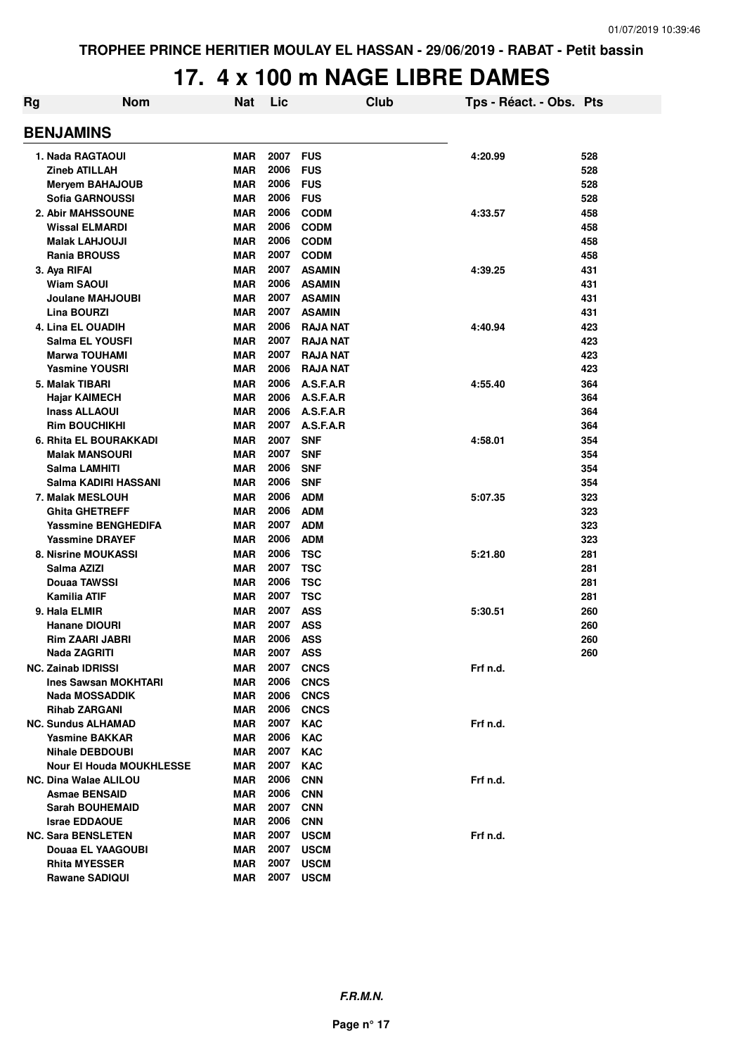TROPHEE PRINCE HERITIER MOULAY EL HASSAN - 29/06/2019 - RABAT - Petit bassin

# 17. 4 x 100 m NAGE LIBRE DAMES

| Rg | Nom | Nat | Lic | Club | Tps - Réact. - Obs. | Pts |
|---|---|---|---|---|---|---|
| **BENJAMINS** | | | | | | |
| 1. | Nada RAGTAOUI | MAR | 2007 | FUS | 4:20.99 | 528 |
| | Zineb ATILLAH | MAR | 2006 | FUS | | 528 |
| | Meryem BAHAJOUB | MAR | 2006 | FUS | | 528 |
| | Sofia GARNOUSSI | MAR | 2006 | FUS | | 528 |
| 2. | Abir MAHSSOUNE | MAR | 2006 | CODM | 4:33.57 | 458 |
| | Wissal ELMARDI | MAR | 2006 | CODM | | 458 |
| | Malak LAHJOUJI | MAR | 2006 | CODM | | 458 |
| | Rania BROUSS | MAR | 2007 | CODM | | 458 |
| 3. | Aya RIFAI | MAR | 2007 | ASAMIN | 4:39.25 | 431 |
| | Wiam SAOUI | MAR | 2006 | ASAMIN | | 431 |
| | Joulane MAHJOUBI | MAR | 2007 | ASAMIN | | 431 |
| | Lina BOURZI | MAR | 2007 | ASAMIN | | 431 |
| 4. | Lina EL OUADIH | MAR | 2006 | RAJA NAT | 4:40.94 | 423 |
| | Salma EL YOUSFI | MAR | 2007 | RAJA NAT | | 423 |
| | Marwa TOUHAMI | MAR | 2007 | RAJA NAT | | 423 |
| | Yasmine YOUSRI | MAR | 2006 | RAJA NAT | | 423 |
| 5. | Malak TIBARI | MAR | 2006 | A.S.F.A.R | 4:55.40 | 364 |
| | Hajar KAIMECH | MAR | 2006 | A.S.F.A.R | | 364 |
| | Inass ALLAOUI | MAR | 2006 | A.S.F.A.R | | 364 |
| | Rim BOUCHIKHI | MAR | 2007 | A.S.F.A.R | | 364 |
| 6. | Rhita EL BOURAKKADI | MAR | 2007 | SNF | 4:58.01 | 354 |
| | Malak MANSOURI | MAR | 2007 | SNF | | 354 |
| | Salma LAMHITI | MAR | 2006 | SNF | | 354 |
| | Salma KADIRI HASSANI | MAR | 2006 | SNF | | 354 |
| 7. | Malak MESLOUH | MAR | 2006 | ADM | 5:07.35 | 323 |
| | Ghita GHETREFF | MAR | 2006 | ADM | | 323 |
| | Yassmine BENGHEDIFA | MAR | 2007 | ADM | | 323 |
| | Yassmine DRAYEF | MAR | 2006 | ADM | | 323 |
| 8. | Nisrine MOUKASSI | MAR | 2006 | TSC | 5:21.80 | 281 |
| | Salma AZIZI | MAR | 2007 | TSC | | 281 |
| | Douaa TAWSSI | MAR | 2006 | TSC | | 281 |
| | Kamilia ATIF | MAR | 2007 | TSC | | 281 |
| 9. | Hala ELMIR | MAR | 2007 | ASS | 5:30.51 | 260 |
| | Hanane DIOURI | MAR | 2007 | ASS | | 260 |
| | Rim ZAARI JABRI | MAR | 2006 | ASS | | 260 |
| | Nada ZAGRITI | MAR | 2007 | ASS | | 260 |
| NC. | Zainab IDRISSI | MAR | 2007 | CNCS | Frf n.d. | |
| | Ines Sawsan MOKHTARI | MAR | 2006 | CNCS | | |
| | Nada MOSSADDIK | MAR | 2006 | CNCS | | |
| | Rihab ZARGANI | MAR | 2006 | CNCS | | |
| NC. | Sundus ALHAMAD | MAR | 2007 | KAC | Frf n.d. | |
| | Yasmine BAKKAR | MAR | 2006 | KAC | | |
| | Nihale DEBDOUBI | MAR | 2007 | KAC | | |
| | Nour El Houda MOUKHLESSE | MAR | 2007 | KAC | | |
| NC. | Dina Walae ALILOU | MAR | 2006 | CNN | Frf n.d. | |
| | Asmae BENSAID | MAR | 2006 | CNN | | |
| | Sarah BOUHEMAID | MAR | 2007 | CNN | | |
| | Israe EDDAOUE | MAR | 2006 | CNN | | |
| NC. | Sara BENSLETEN | MAR | 2007 | USCM | Frf n.d. | |
| | Douaa EL YAAGOUBI | MAR | 2007 | USCM | | |
| | Rhita MYESSER | MAR | 2007 | USCM | | |
| | Rawane SADIQUI | MAR | 2007 | USCM | | |

F.R.M.N.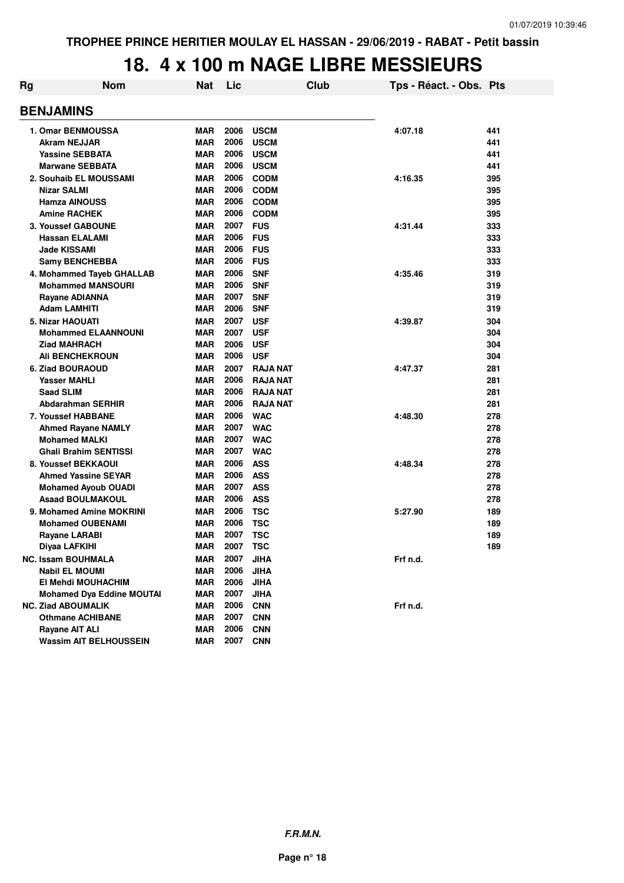TROPHEE PRINCE HERITIER MOULAY EL HASSAN - 29/06/2019 - RABAT - Petit bassin

# 18. 4 x 100 m NAGE LIBRE MESSIEURS

| Rg | Nom | Nat | Lic | Club | Tps - Réact. - Obs. | Pts |
|---|---|---|---|---|---|---|
| **BENJAMINS** | | | | | | |
| 1. | Omar BENMOUSSA | MAR | 2006 | USCM | 4:07.18 | 441 |
| | Akram NEJJAR | MAR | 2006 | USCM | | 441 |
| | Yassine SEBBATA | MAR | 2006 | USCM | | 441 |
| | Marwane SEBBATA | MAR | 2006 | USCM | | 441 |
| 2. | Souhaib EL MOUSSAMI | MAR | 2006 | CODM | 4:16.35 | 395 |
| | Nizar SALMI | MAR | 2006 | CODM | | 395 |
| | Hamza AINOUSS | MAR | 2006 | CODM | | 395 |
| | Amine RACHEK | MAR | 2006 | CODM | | 395 |
| 3. | Youssef GABOUNE | MAR | 2007 | FUS | 4:31.44 | 333 |
| | Hassan ELALAMI | MAR | 2006 | FUS | | 333 |
| | Jade KISSAMI | MAR | 2006 | FUS | | 333 |
| | Samy BENCHEBBA | MAR | 2006 | FUS | | 333 |
| 4. | Mohammed Tayeb GHALLAB | MAR | 2006 | SNF | 4:35.46 | 319 |
| | Mohammed MANSOURI | MAR | 2006 | SNF | | 319 |
| | Rayane ADIANNA | MAR | 2007 | SNF | | 319 |
| | Adam LAMHITI | MAR | 2006 | SNF | | 319 |
| 5. | Nizar HAOUATI | MAR | 2007 | USF | 4:39.87 | 304 |
| | Mohammed ELAANNOUNI | MAR | 2007 | USF | | 304 |
| | Ziad MAHRACH | MAR | 2006 | USF | | 304 |
| | Ali BENCHEKROUN | MAR | 2006 | USF | | 304 |
| 6. | Ziad BOURAOUD | MAR | 2007 | RAJA NAT | 4:47.37 | 281 |
| | Yasser MAHLI | MAR | 2006 | RAJA NAT | | 281 |
| | Saad SLIM | MAR | 2006 | RAJA NAT | | 281 |
| | Abdarahman SERHIR | MAR | 2006 | RAJA NAT | | 281 |
| 7. | Youssef HABBANE | MAR | 2006 | WAC | 4:48.30 | 278 |
| | Ahmed Rayane NAMLY | MAR | 2007 | WAC | | 278 |
| | Mohamed MALKI | MAR | 2007 | WAC | | 278 |
| | Ghali Brahim SENTISSI | MAR | 2007 | WAC | | 278 |
| 8. | Youssef BEKKAOUI | MAR | 2006 | ASS | 4:48.34 | 278 |
| | Ahmed Yassine SEYAR | MAR | 2006 | ASS | | 278 |
| | Mohamed Ayoub OUADI | MAR | 2007 | ASS | | 278 |
| | Asaad BOULMAKOUL | MAR | 2006 | ASS | | 278 |
| 9. | Mohamed Amine MOKRINI | MAR | 2006 | TSC | 5:27.90 | 189 |
| | Mohamed OUBENAMI | MAR | 2006 | TSC | | 189 |
| | Rayane LARABI | MAR | 2007 | TSC | | 189 |
| | Diyaa LAFKIHI | MAR | 2007 | TSC | | 189 |
| NC. | Issam BOUHMALA | MAR | 2007 | JIHA | Frf n.d. | |
| | Nabil EL MOUMI | MAR | 2006 | JIHA | | |
| | El Mehdi MOUHACHIM | MAR | 2006 | JIHA | | |
| | Mohamed Dya Eddine MOUTAI | MAR | 2007 | JIHA | | |
| NC. | Ziad ABOUMALIK | MAR | 2006 | CNN | Frf n.d. | |
| | Othmane ACHIBANE | MAR | 2007 | CNN | | |
| | Rayane AIT ALI | MAR | 2006 | CNN | | |
| | Wassim AIT BELHOUSSEIN | MAR | 2007 | CNN | | |

*F.R.M.N.*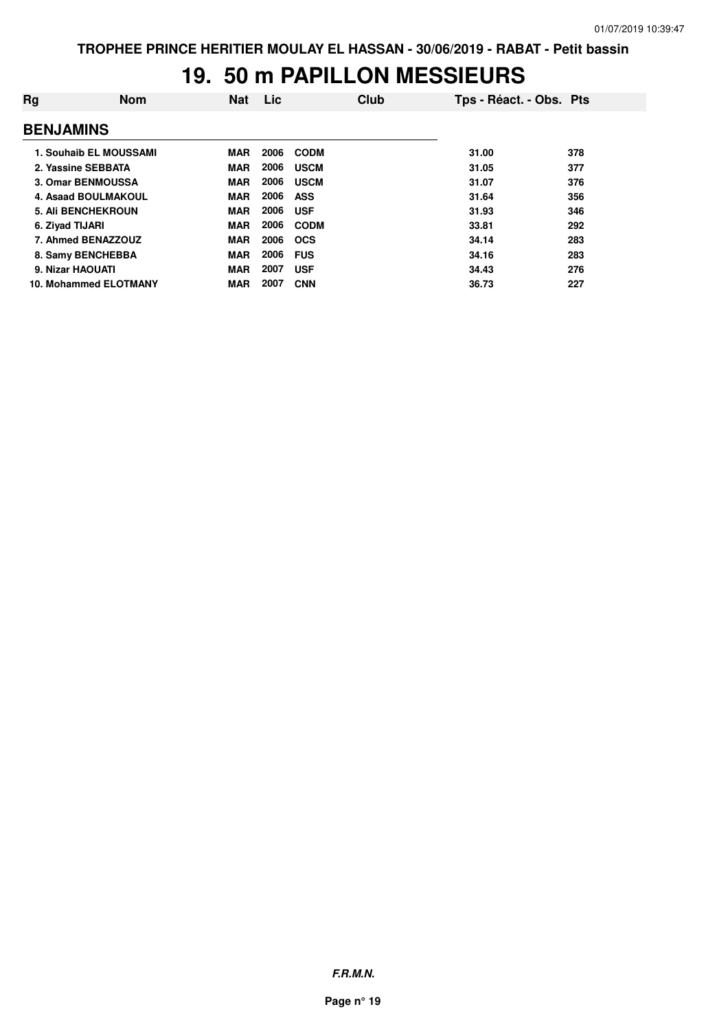# 19. 50 m PAPILLON MESSIEURS

| Rg | Nom | Nat | Lic | Club | Tps - Réact. - Obs. | Pts |
|---|---|---|---|---|---|---|
| **BENJAMINS** | | | | | | |
| 1. | Souhaib EL MOUSSAMI | MAR | 2006 | CODM | 31.00 | 378 |
| 2. | Yassine SEBBATA | MAR | 2006 | USCM | 31.05 | 377 |
| 3. | Omar BENMOUSSA | MAR | 2006 | USCM | 31.07 | 376 |
| 4. | Asaad BOULMAKOUL | MAR | 2006 | ASS | 31.64 | 356 |
| 5. | Ali BENCHEKROUN | MAR | 2006 | USF | 31.93 | 346 |
| 6. | Ziyad TIJARI | MAR | 2006 | CODM | 33.81 | 292 |
| 7. | Ahmed BENAZZOUZ | MAR | 2006 | OCS | 34.14 | 283 |
| 8. | Samy BENCHEBBA | MAR | 2006 | FUS | 34.16 | 283 |
| 9. | Nizar HAOUATI | MAR | 2007 | USF | 34.43 | 276 |
| 10. | Mohammed ELOTMANY | MAR | 2007 | CNN | 36.73 | 227 |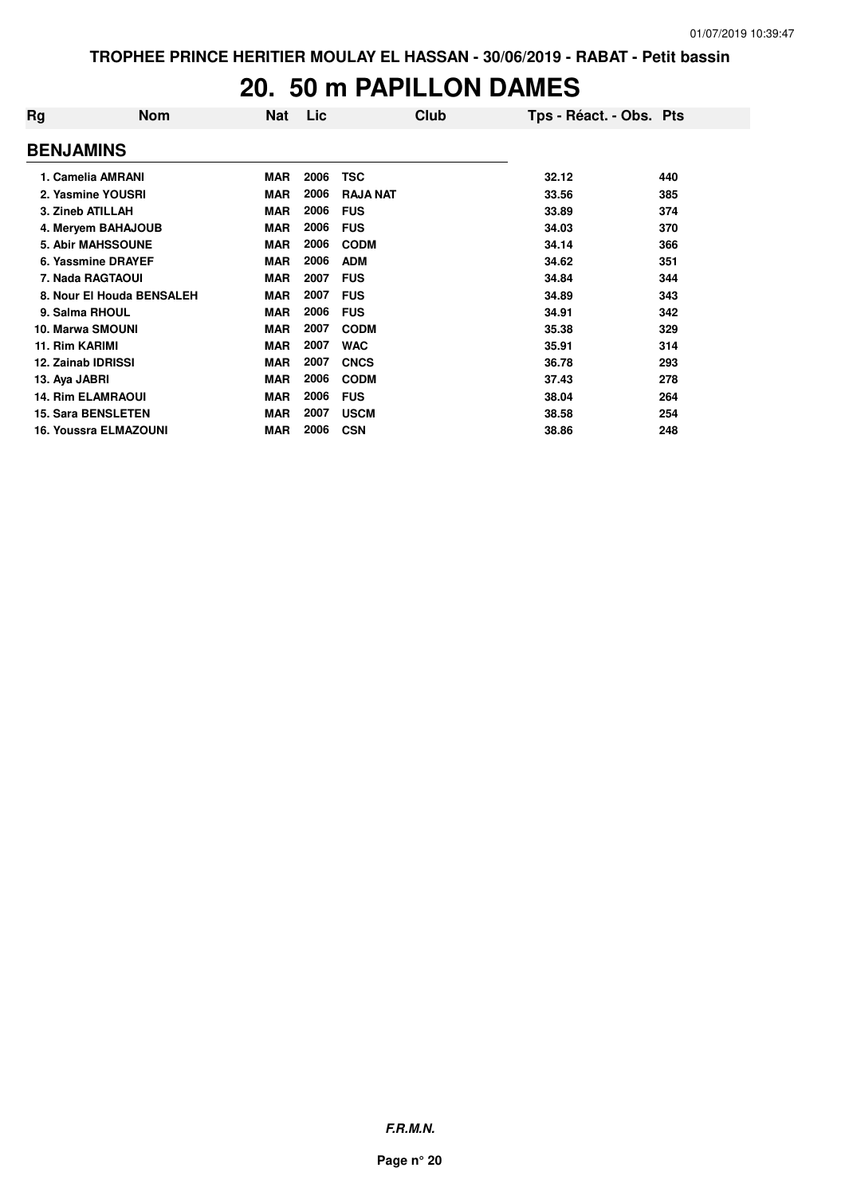# 20. 50 m PAPILLON DAMES

| Rg | Nom | Nat | Lic | Club | Tps - Réact. - Obs. | Pts |
|---|---|---|---|---|---|---|
| **BENJAMINS** | | | | | | |
| 1. | Camelia AMRANI | MAR | 2006 | TSC | 32.12 | 440 |
| 2. | Yasmine YOUSRI | MAR | 2006 | RAJA NAT | 33.56 | 385 |
| 3. | Zineb ATILLAH | MAR | 2006 | FUS | 33.89 | 374 |
| 4. | Meryem BAHAJOUB | MAR | 2006 | FUS | 34.03 | 370 |
| 5. | Abir MAHSSOUNE | MAR | 2006 | CODM | 34.14 | 366 |
| 6. | Yassmine DRAYEF | MAR | 2006 | ADM | 34.62 | 351 |
| 7. | Nada RAGTAOUI | MAR | 2007 | FUS | 34.84 | 344 |
| 8. | Nour El Houda BENSALEH | MAR | 2007 | FUS | 34.89 | 343 |
| 9. | Salma RHOUL | MAR | 2006 | FUS | 34.91 | 342 |
| 10. | Marwa SMOUNI | MAR | 2007 | CODM | 35.38 | 329 |
| 11. | Rim KARIMI | MAR | 2007 | WAC | 35.91 | 314 |
| 12. | Zainab IDRISSI | MAR | 2007 | CNCS | 36.78 | 293 |
| 13. | Aya JABRI | MAR | 2006 | CODM | 37.43 | 278 |
| 14. | Rim ELAMRAOUI | MAR | 2006 | FUS | 38.04 | 264 |
| 15. | Sara BENSLETEN | MAR | 2007 | USCM | 38.58 | 254 |
| 16. | Youssra ELMAZOUNI | MAR | 2006 | CSN | 38.86 | 248 |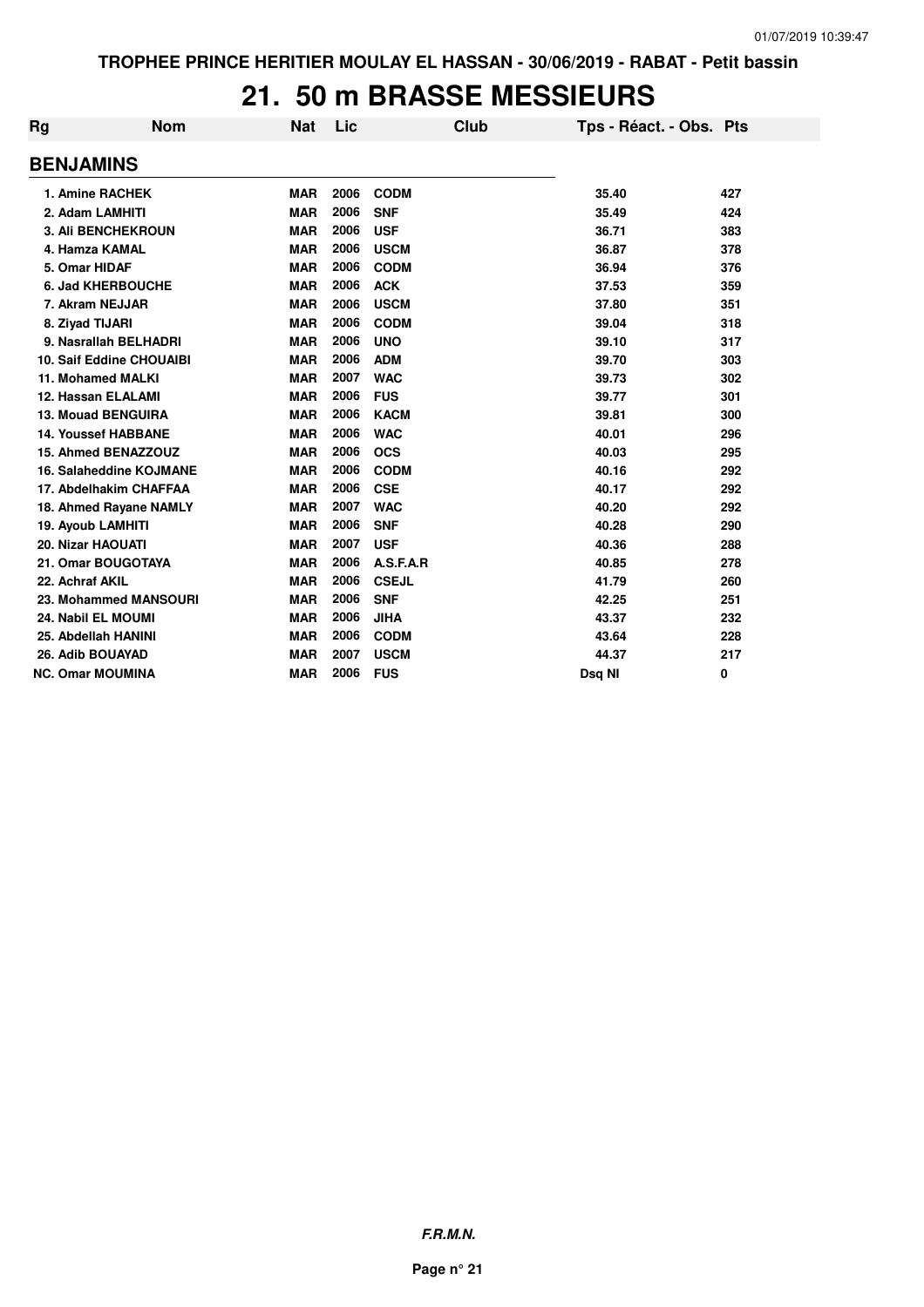# 21. 50 m BRASSE MESSIEURS

| Rg | Nom | Nat | Lic | Club | Tps - Réact. - Obs. | Pts |
|---|---|---|---|---|---|---|
| **BENJAMINS** | | | | | | |
| 1. | Amine RACHEK | MAR | 2006 | CODM | 35.40 | 427 |
| 2. | Adam LAMHITI | MAR | 2006 | SNF | 35.49 | 424 |
| 3. | Ali BENCHEKROUN | MAR | 2006 | USF | 36.71 | 383 |
| 4. | Hamza KAMAL | MAR | 2006 | USCM | 36.87 | 378 |
| 5. | Omar HIDAF | MAR | 2006 | CODM | 36.94 | 376 |
| 6. | Jad KHERBOUCHE | MAR | 2006 | ACK | 37.53 | 359 |
| 7. | Akram NEJJAR | MAR | 2006 | USCM | 37.80 | 351 |
| 8. | Ziyad TIJARI | MAR | 2006 | CODM | 39.04 | 318 |
| 9. | Nasrallah BELHADRI | MAR | 2006 | UNO | 39.10 | 317 |
| 10. | Saif Eddine CHOUAIBI | MAR | 2006 | ADM | 39.70 | 303 |
| 11. | Mohamed MALKI | MAR | 2007 | WAC | 39.73 | 302 |
| 12. | Hassan ELALAMI | MAR | 2006 | FUS | 39.77 | 301 |
| 13. | Mouad BENGUIRA | MAR | 2006 | KACM | 39.81 | 300 |
| 14. | Youssef HABBANE | MAR | 2006 | WAC | 40.01 | 296 |
| 15. | Ahmed BENAZZOUZ | MAR | 2006 | OCS | 40.03 | 295 |
| 16. | Salaheddine KOJMANE | MAR | 2006 | CODM | 40.16 | 292 |
| 17. | Abdelhakim CHAFFAA | MAR | 2006 | CSE | 40.17 | 292 |
| 18. | Ahmed Rayane NAMLY | MAR | 2007 | WAC | 40.20 | 292 |
| 19. | Ayoub LAMHITI | MAR | 2006 | SNF | 40.28 | 290 |
| 20. | Nizar HAOUATI | MAR | 2007 | USF | 40.36 | 288 |
| 21. | Omar BOUGOTAYA | MAR | 2006 | A.S.F.A.R | 40.85 | 278 |
| 22. | Achraf AKIL | MAR | 2006 | CSEJL | 41.79 | 260 |
| 23. | Mohammed MANSOURI | MAR | 2006 | SNF | 42.25 | 251 |
| 24. | Nabil EL MOUMI | MAR | 2006 | JIHA | 43.37 | 232 |
| 25. | Abdellah HANINI | MAR | 2006 | CODM | 43.64 | 228 |
| 26. | Adib BOUAYAD | MAR | 2007 | USCM | 44.37 | 217 |
| NC. | Omar MOUMINA | MAR | 2006 | FUS | Dsq NI | 0 |

***F.R.M.N.***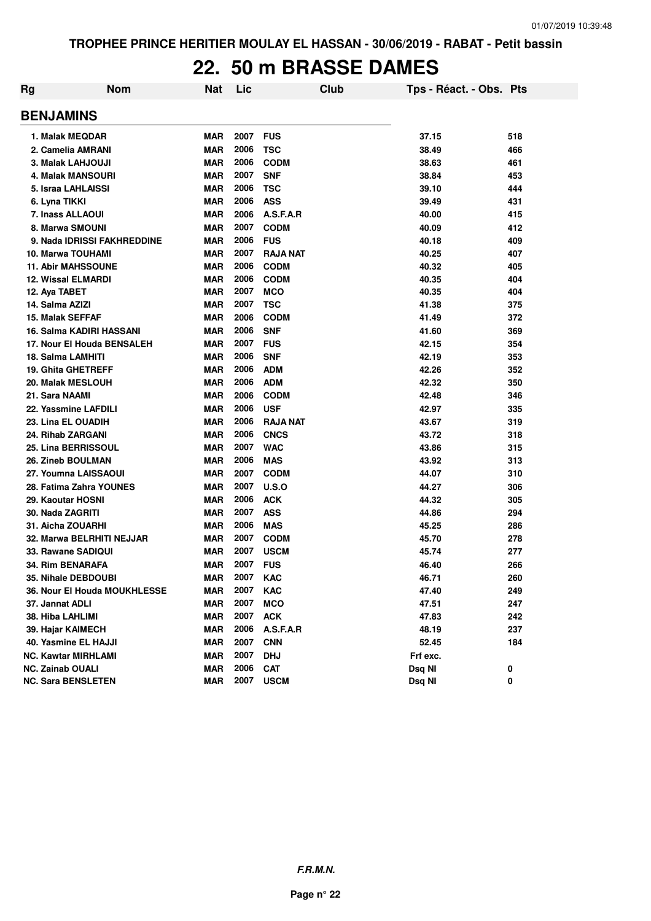# 22. 50 m BRASSE DAMES

| Rg | Nom | Nat | Lic | Club | Tps - Réact. - Obs. | Pts |
|---|---|---|---|---|---|---|
| **BENJAMINS** | | | | | | |
| 1. | Malak MEQDAR | MAR | 2007 | FUS | 37.15 | 518 |
| 2. | Camelia AMRANI | MAR | 2006 | TSC | 38.49 | 466 |
| 3. | Malak LAHJOUJI | MAR | 2006 | CODM | 38.63 | 461 |
| 4. | Malak MANSOURI | MAR | 2007 | SNF | 38.84 | 453 |
| 5. | Israa LAHLAISSI | MAR | 2006 | TSC | 39.10 | 444 |
| 6. | Lyna TIKKI | MAR | 2006 | ASS | 39.49 | 431 |
| 7. | Inass ALLAOUI | MAR | 2006 | A.S.F.A.R | 40.00 | 415 |
| 8. | Marwa SMOUNI | MAR | 2007 | CODM | 40.09 | 412 |
| 9. | Nada IDRISSI FAKHREDDINE | MAR | 2006 | FUS | 40.18 | 409 |
| 10. | Marwa TOUHAMI | MAR | 2007 | RAJA NAT | 40.25 | 407 |
| 11. | Abir MAHSSOUNE | MAR | 2006 | CODM | 40.32 | 405 |
| 12. | Wissal ELMARDI | MAR | 2006 | CODM | 40.35 | 404 |
| 12. | Aya TABET | MAR | 2007 | MCO | 40.35 | 404 |
| 14. | Salma AZIZI | MAR | 2007 | TSC | 41.38 | 375 |
| 15. | Malak SEFFAF | MAR | 2006 | CODM | 41.49 | 372 |
| 16. | Salma KADIRI HASSANI | MAR | 2006 | SNF | 41.60 | 369 |
| 17. | Nour El Houda BENSALEH | MAR | 2007 | FUS | 42.15 | 354 |
| 18. | Salma LAMHITI | MAR | 2006 | SNF | 42.19 | 353 |
| 19. | Ghita GHETREFF | MAR | 2006 | ADM | 42.26 | 352 |
| 20. | Malak MESLOUH | MAR | 2006 | ADM | 42.32 | 350 |
| 21. | Sara NAAMI | MAR | 2006 | CODM | 42.48 | 346 |
| 22. | Yassmine LAFDILI | MAR | 2006 | USF | 42.97 | 335 |
| 23. | Lina EL OUADIH | MAR | 2006 | RAJA NAT | 43.67 | 319 |
| 24. | Rihab ZARGANI | MAR | 2006 | CNCS | 43.72 | 318 |
| 25. | Lina BERRISSOUL | MAR | 2007 | WAC | 43.86 | 315 |
| 26. | Zineb BOULMAN | MAR | 2006 | MAS | 43.92 | 313 |
| 27. | Youmna LAISSAOUI | MAR | 2007 | CODM | 44.07 | 310 |
| 28. | Fatima Zahra YOUNES | MAR | 2007 | U.S.O | 44.27 | 306 |
| 29. | Kaoutar HOSNI | MAR | 2006 | ACK | 44.32 | 305 |
| 30. | Nada ZAGRITI | MAR | 2007 | ASS | 44.86 | 294 |
| 31. | Aicha ZOUARHI | MAR | 2006 | MAS | 45.25 | 286 |
| 32. | Marwa BELRHITI NEJJAR | MAR | 2007 | CODM | 45.70 | 278 |
| 33. | Rawane SADIQUI | MAR | 2007 | USCM | 45.74 | 277 |
| 34. | Rim BENARAFA | MAR | 2007 | FUS | 46.40 | 266 |
| 35. | Nihale DEBDOUBI | MAR | 2007 | KAC | 46.71 | 260 |
| 36. | Nour El Houda MOUKHLESSE | MAR | 2007 | KAC | 47.40 | 249 |
| 37. | Jannat ADLI | MAR | 2007 | MCO | 47.51 | 247 |
| 38. | Hiba LAHLIMI | MAR | 2007 | ACK | 47.83 | 242 |
| 39. | Hajar KAIMECH | MAR | 2006 | A.S.F.A.R | 48.19 | 237 |
| 40. | Yasmine EL HAJJI | MAR | 2007 | CNN | 52.45 | 184 |
| NC. | Kawtar MIRHLAMI | MAR | 2007 | DHJ | Frf exc. | |
| NC. | Zainab OUALI | MAR | 2006 | CAT | Dsq NI | 0 |
| NC. | Sara BENSLETEN | MAR | 2007 | USCM | Dsq NI | 0 |

**F.R.M.N.**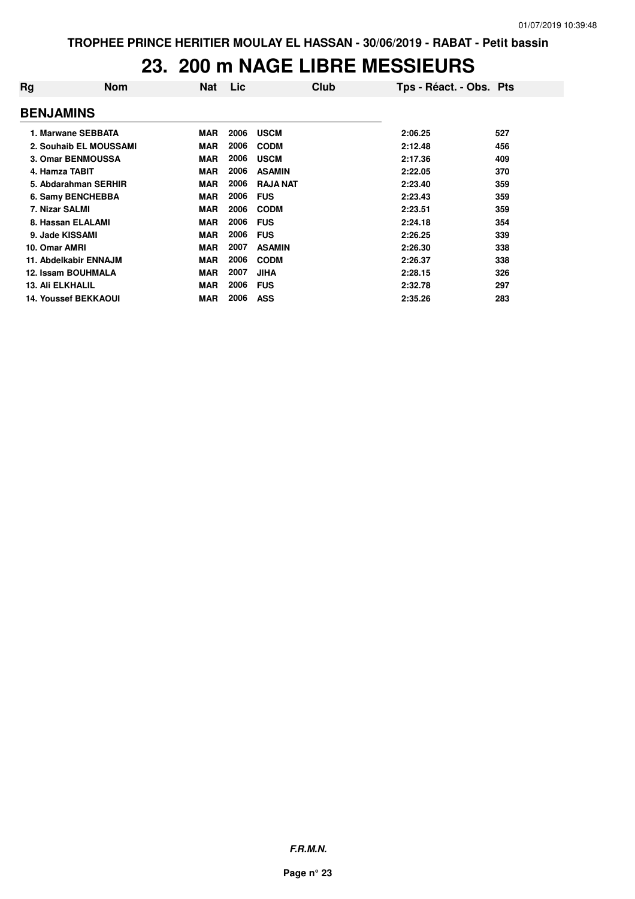TROPHEE PRINCE HERITIER MOULAY EL HASSAN - 30/06/2019 - RABAT - Petit bassin

# 23. 200 m NAGE LIBRE MESSIEURS

| Rg | Nom | Nat | Lic | Club | Tps - Réact. - Obs. | Pts |
|---|---|---|---|---|---|---|
| **BENJAMINS** | | | | | | |
| 1. | Marwane SEBBATA | MAR | 2006 | USCM | 2:06.25 | 527 |
| 2. | Souhaib EL MOUSSAMI | MAR | 2006 | CODM | 2:12.48 | 456 |
| 3. | Omar BENMOUSSA | MAR | 2006 | USCM | 2:17.36 | 409 |
| 4. | Hamza TABIT | MAR | 2006 | ASAMIN | 2:22.05 | 370 |
| 5. | Abdarahman SERHIR | MAR | 2006 | RAJA NAT | 2:23.40 | 359 |
| 6. | Samy BENCHEBBA | MAR | 2006 | FUS | 2:23.43 | 359 |
| 7. | Nizar SALMI | MAR | 2006 | CODM | 2:23.51 | 359 |
| 8. | Hassan ELALAMI | MAR | 2006 | FUS | 2:24.18 | 354 |
| 9. | Jade KISSAMI | MAR | 2006 | FUS | 2:26.25 | 339 |
| 10. | Omar AMRI | MAR | 2007 | ASAMIN | 2:26.30 | 338 |
| 11. | Abdelkabir ENNAJM | MAR | 2006 | CODM | 2:26.37 | 338 |
| 12. | Issam BOUHMALA | MAR | 2007 | JIHA | 2:28.15 | 326 |
| 13. | Ali ELKHALIL | MAR | 2006 | FUS | 2:32.78 | 297 |
| 14. | Youssef BEKKAOUI | MAR | 2006 | ASS | 2:35.26 | 283 |

***F.R.M.N.***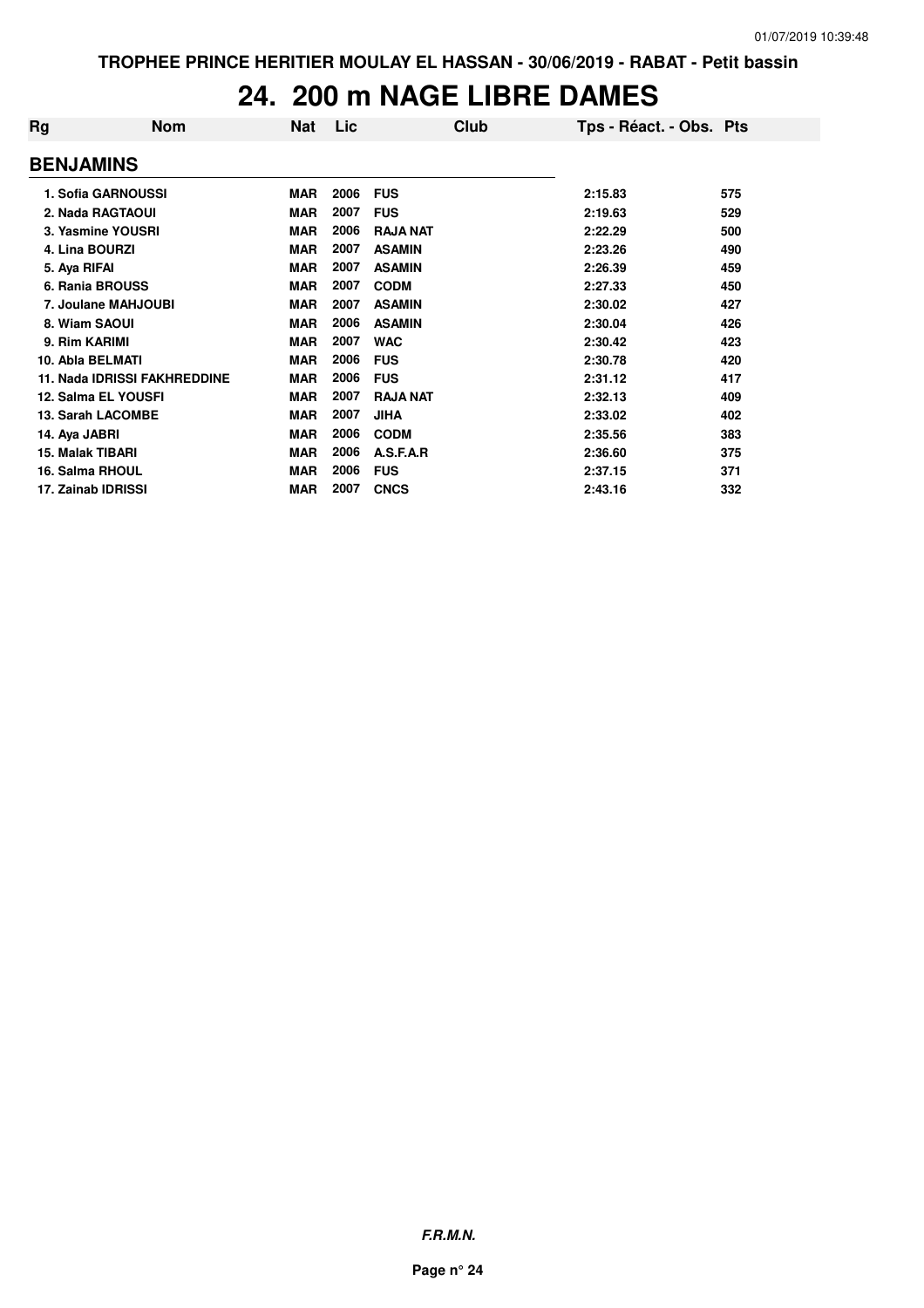# 24. 200 m NAGE LIBRE DAMES

| Rg | Nom | Nat | Lic | Club | Tps - Réact. - Obs. | Pts |
|---|---|---|---|---|---|---|
| **BENJAMINS** | | | | | | |
| 1. | Sofia GARNOUSSI | MAR | 2006 | FUS | 2:15.83 | 575 |
| 2. | Nada RAGTAOUI | MAR | 2007 | FUS | 2:19.63 | 529 |
| 3. | Yasmine YOUSRI | MAR | 2006 | RAJA NAT | 2:22.29 | 500 |
| 4. | Lina BOURZI | MAR | 2007 | ASAMIN | 2:23.26 | 490 |
| 5. | Aya RIFAI | MAR | 2007 | ASAMIN | 2:26.39 | 459 |
| 6. | Rania BROUSS | MAR | 2007 | CODM | 2:27.33 | 450 |
| 7. | Joulane MAHJOUBI | MAR | 2007 | ASAMIN | 2:30.02 | 427 |
| 8. | Wiam SAOUI | MAR | 2006 | ASAMIN | 2:30.04 | 426 |
| 9. | Rim KARIMI | MAR | 2007 | WAC | 2:30.42 | 423 |
| 10. | Abla BELMATI | MAR | 2006 | FUS | 2:30.78 | 420 |
| 11. | Nada IDRISSI FAKHREDDINE | MAR | 2006 | FUS | 2:31.12 | 417 |
| 12. | Salma EL YOUSFI | MAR | 2007 | RAJA NAT | 2:32.13 | 409 |
| 13. | Sarah LACOMBE | MAR | 2007 | JIHA | 2:33.02 | 402 |
| 14. | Aya JABRI | MAR | 2006 | CODM | 2:35.56 | 383 |
| 15. | Malak TIBARI | MAR | 2006 | A.S.F.A.R | 2:36.60 | 375 |
| 16. | Salma RHOUL | MAR | 2006 | FUS | 2:37.15 | 371 |
| 17. | Zainab IDRISSI | MAR | 2007 | CNCS | 2:43.16 | 332 |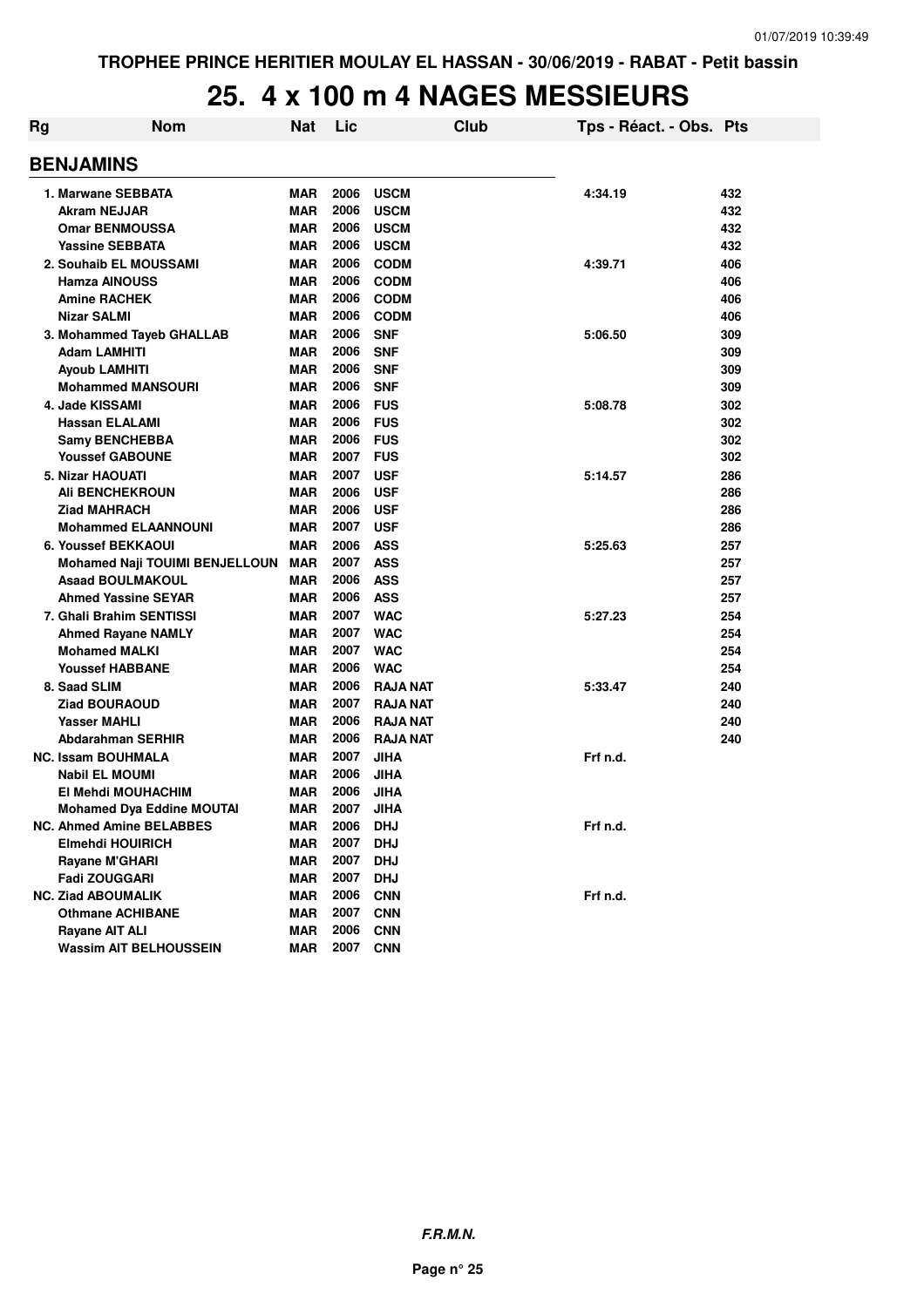TROPHEE PRINCE HERITIER MOULAY EL HASSAN - 30/06/2019 - RABAT - Petit bassin

# 25. 4 x 100 m 4 NAGES MESSIEURS

| Rg | Nom | Nat | Lic | Club | Tps - Réact. - Obs. | Pts |
|---|---|---|---|---|---|---|
| **BENJAMINS** | | | | | | |
| 1. | Marwane SEBBATA | MAR | 2006 | USCM | 4:34.19 | 432 |
| | Akram NEJJAR | MAR | 2006 | USCM | | 432 |
| | Omar BENMOUSSA | MAR | 2006 | USCM | | 432 |
| | Yassine SEBBATA | MAR | 2006 | USCM | | 432 |
| 2. | Souhaib EL MOUSSAMI | MAR | 2006 | CODM | 4:39.71 | 406 |
| | Hamza AINOUSS | MAR | 2006 | CODM | | 406 |
| | Amine RACHEK | MAR | 2006 | CODM | | 406 |
| | Nizar SALMI | MAR | 2006 | CODM | | 406 |
| 3. | Mohammed Tayeb GHALLAB | MAR | 2006 | SNF | 5:06.50 | 309 |
| | Adam LAMHITI | MAR | 2006 | SNF | | 309 |
| | Ayoub LAMHITI | MAR | 2006 | SNF | | 309 |
| | Mohammed MANSOURI | MAR | 2006 | SNF | | 309 |
| 4. | Jade KISSAMI | MAR | 2006 | FUS | 5:08.78 | 302 |
| | Hassan ELALAMI | MAR | 2006 | FUS | | 302 |
| | Samy BENCHEBBA | MAR | 2006 | FUS | | 302 |
| | Youssef GABOUNE | MAR | 2007 | FUS | | 302 |
| 5. | Nizar HAOUATI | MAR | 2007 | USF | 5:14.57 | 286 |
| | Ali BENCHEKROUN | MAR | 2006 | USF | | 286 |
| | Ziad MAHRACH | MAR | 2006 | USF | | 286 |
| | Mohammed ELAANNOUNI | MAR | 2007 | USF | | 286 |
| 6. | Youssef BEKKAOUI | MAR | 2006 | ASS | 5:25.63 | 257 |
| | Mohamed Naji TOUIMI BENJELLOUN | MAR | 2007 | ASS | | 257 |
| | Asaad BOULMAKOUL | MAR | 2006 | ASS | | 257 |
| | Ahmed Yassine SEYAR | MAR | 2006 | ASS | | 257 |
| 7. | Ghali Brahim SENTISSI | MAR | 2007 | WAC | 5:27.23 | 254 |
| | Ahmed Rayane NAMLY | MAR | 2007 | WAC | | 254 |
| | Mohamed MALKI | MAR | 2007 | WAC | | 254 |
| | Youssef HABBANE | MAR | 2006 | WAC | | 254 |
| 8. | Saad SLIM | MAR | 2006 | RAJA NAT | 5:33.47 | 240 |
| | Ziad BOURAOUD | MAR | 2007 | RAJA NAT | | 240 |
| | Yasser MAHLI | MAR | 2006 | RAJA NAT | | 240 |
| | Abdarahman SERHIR | MAR | 2006 | RAJA NAT | | 240 |
| NC. | Issam BOUHMALA | MAR | 2007 | JIHA | Frf n.d. | |
| | Nabil EL MOUMI | MAR | 2006 | JIHA | | |
| | El Mehdi MOUHACHIM | MAR | 2006 | JIHA | | |
| | Mohamed Dya Eddine MOUTAI | MAR | 2007 | JIHA | | |
| NC. | Ahmed Amine BELABBES | MAR | 2006 | DHJ | Frf n.d. | |
| | Elmehdi HOUIRICH | MAR | 2007 | DHJ | | |
| | Rayane M'GHARI | MAR | 2007 | DHJ | | |
| | Fadi ZOUGGARI | MAR | 2007 | DHJ | | |
| NC. | Ziad ABOUMALIK | MAR | 2006 | CNN | Frf n.d. | |
| | Othmane ACHIBANE | MAR | 2007 | CNN | | |
| | Rayane AIT ALI | MAR | 2006 | CNN | | |
| | Wassim AIT BELHOUSSEIN | MAR | 2007 | CNN | | |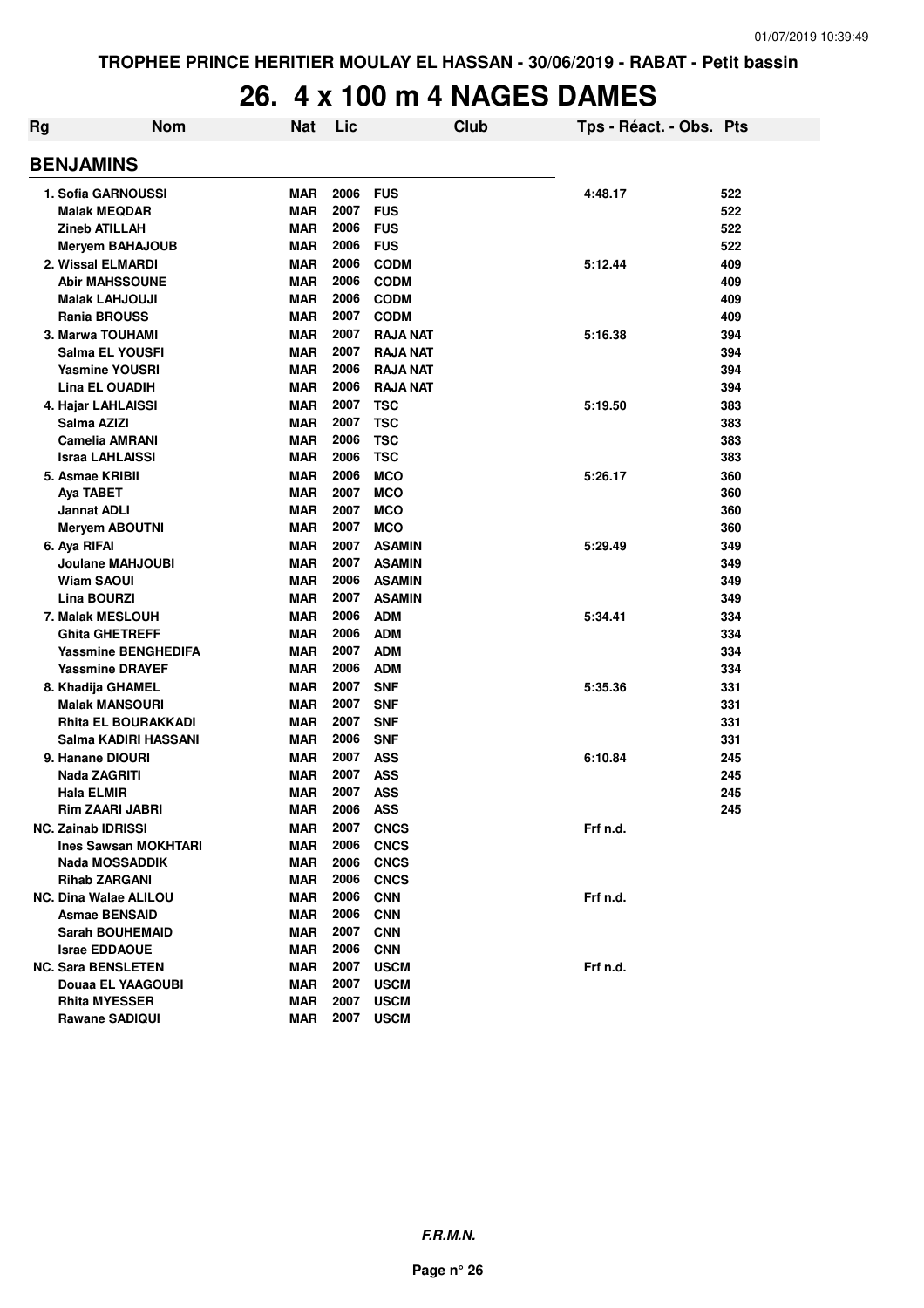TROPHEE PRINCE HERITIER MOULAY EL HASSAN - 30/06/2019 - RABAT - Petit bassin

# 26. 4 x 100 m 4 NAGES DAMES

| Rg | Nom | Nat | Lic | Club | Tps - Réact. - Obs. | Pts |
|---|---|---|---|---|---|---|
| **BENJAMINS** | | | | | | |
| 1. | Sofia GARNOUSSI | MAR | 2006 | FUS | 4:48.17 | 522 |
| | Malak MEQDAR | MAR | 2007 | FUS | | 522 |
| | Zineb ATILLAH | MAR | 2006 | FUS | | 522 |
| | Meryem BAHAJOUB | MAR | 2006 | FUS | | 522 |
| 2. | Wissal ELMARDI | MAR | 2006 | CODM | 5:12.44 | 409 |
| | Abir MAHSSOUNE | MAR | 2006 | CODM | | 409 |
| | Malak LAHJOUJI | MAR | 2006 | CODM | | 409 |
| | Rania BROUSS | MAR | 2007 | CODM | | 409 |
| 3. | Marwa TOUHAMI | MAR | 2007 | RAJA NAT | 5:16.38 | 394 |
| | Salma EL YOUSFI | MAR | 2007 | RAJA NAT | | 394 |
| | Yasmine YOUSRI | MAR | 2006 | RAJA NAT | | 394 |
| | Lina EL OUADIH | MAR | 2006 | RAJA NAT | | 394 |
| 4. | Hajar LAHLAISSI | MAR | 2007 | TSC | 5:19.50 | 383 |
| | Salma AZIZI | MAR | 2007 | TSC | | 383 |
| | Camelia AMRANI | MAR | 2006 | TSC | | 383 |
| | Israa LAHLAISSI | MAR | 2006 | TSC | | 383 |
| 5. | Asmae KRIBII | MAR | 2006 | MCO | 5:26.17 | 360 |
| | Aya TABET | MAR | 2007 | MCO | | 360 |
| | Jannat ADLI | MAR | 2007 | MCO | | 360 |
| | Meryem ABOUTNI | MAR | 2007 | MCO | | 360 |
| 6. | Aya RIFAI | MAR | 2007 | ASAMIN | 5:29.49 | 349 |
| | Joulane MAHJOUBI | MAR | 2007 | ASAMIN | | 349 |
| | Wiam SAOUI | MAR | 2006 | ASAMIN | | 349 |
| | Lina BOURZI | MAR | 2007 | ASAMIN | | 349 |
| 7. | Malak MESLOUH | MAR | 2006 | ADM | 5:34.41 | 334 |
| | Ghita GHETREFF | MAR | 2006 | ADM | | 334 |
| | Yassmine BENGHEDIFA | MAR | 2007 | ADM | | 334 |
| | Yassmine DRAYEF | MAR | 2006 | ADM | | 334 |
| 8. | Khadija GHAMEL | MAR | 2007 | SNF | 5:35.36 | 331 |
| | Malak MANSOURI | MAR | 2007 | SNF | | 331 |
| | Rhita EL BOURAKKADI | MAR | 2007 | SNF | | 331 |
| | Salma KADIRI HASSANI | MAR | 2006 | SNF | | 331 |
| 9. | Hanane DIOURI | MAR | 2007 | ASS | 6:10.84 | 245 |
| | Nada ZAGRITI | MAR | 2007 | ASS | | 245 |
| | Hala ELMIR | MAR | 2007 | ASS | | 245 |
| | Rim ZAARI JABRI | MAR | 2006 | ASS | | 245 |
| NC. | Zainab IDRISSI | MAR | 2007 | CNCS | Frf n.d. | |
| | Ines Sawsan MOKHTARI | MAR | 2006 | CNCS | | |
| | Nada MOSSADDIK | MAR | 2006 | CNCS | | |
| | Rihab ZARGANI | MAR | 2006 | CNCS | | |
| NC. | Dina Walae ALILOU | MAR | 2006 | CNN | Frf n.d. | |
| | Asmae BENSAID | MAR | 2006 | CNN | | |
| | Sarah BOUHEMAID | MAR | 2007 | CNN | | |
| | Israe EDDAOUE | MAR | 2006 | CNN | | |
| NC. | Sara BENSLETEN | MAR | 2007 | USCM | Frf n.d. | |
| | Douaa EL YAAGOUBI | MAR | 2007 | USCM | | |
| | Rhita MYESSER | MAR | 2007 | USCM | | |
| | Rawane SADIQUI | MAR | 2007 | USCM | | |

*F.R.M.N.*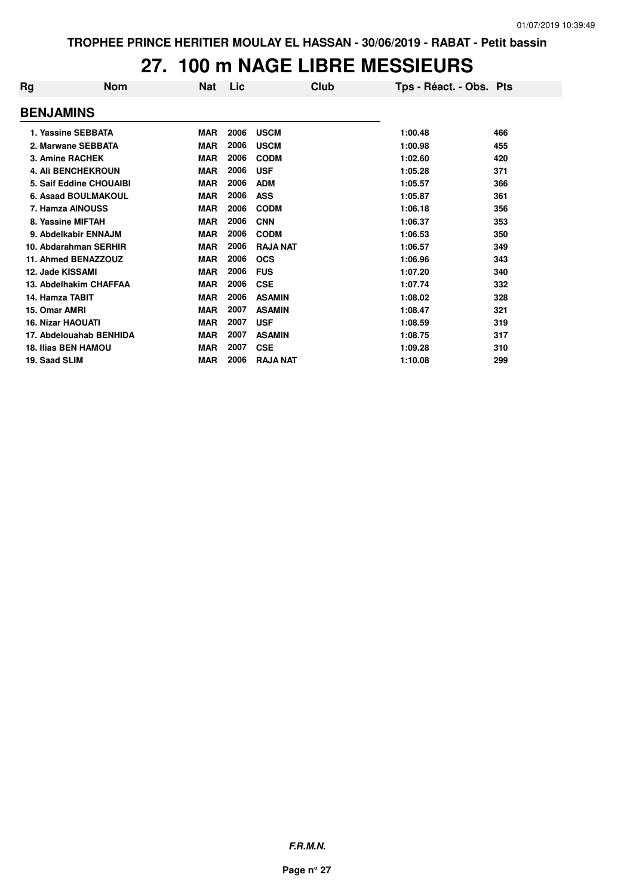# 27. 100 m NAGE LIBRE MESSIEURS

| Rg | Nom | Nat | Lic | Club | Tps - Réact. - Obs. | Pts |
|---|---|---|---|---|---|---|
| **BENJAMINS** | | | | | | |
| 1. | Yassine SEBBATA | MAR | 2006 | USCM | 1:00.48 | 466 |
| 2. | Marwane SEBBATA | MAR | 2006 | USCM | 1:00.98 | 455 |
| 3. | Amine RACHEK | MAR | 2006 | CODM | 1:02.60 | 420 |
| 4. | Ali BENCHEKROUN | MAR | 2006 | USF | 1:05.28 | 371 |
| 5. | Saif Eddine CHOUAIBI | MAR | 2006 | ADM | 1:05.57 | 366 |
| 6. | Asaad BOULMAKOUL | MAR | 2006 | ASS | 1:05.87 | 361 |
| 7. | Hamza AINOUSS | MAR | 2006 | CODM | 1:06.18 | 356 |
| 8. | Yassine MIFTAH | MAR | 2006 | CNN | 1:06.37 | 353 |
| 9. | Abdelkabir ENNAJM | MAR | 2006 | CODM | 1:06.53 | 350 |
| 10. | Abdarahman SERHIR | MAR | 2006 | RAJA NAT | 1:06.57 | 349 |
| 11. | Ahmed BENAZZOUZ | MAR | 2006 | OCS | 1:06.96 | 343 |
| 12. | Jade KISSAMI | MAR | 2006 | FUS | 1:07.20 | 340 |
| 13. | Abdelhakim CHAFFAA | MAR | 2006 | CSE | 1:07.74 | 332 |
| 14. | Hamza TABIT | MAR | 2006 | ASAMIN | 1:08.02 | 328 |
| 15. | Omar AMRI | MAR | 2007 | ASAMIN | 1:08.47 | 321 |
| 16. | Nizar HAOUATI | MAR | 2007 | USF | 1:08.59 | 319 |
| 17. | Abdelouahab BENHIDA | MAR | 2007 | ASAMIN | 1:08.75 | 317 |
| 18. | Ilias BEN HAMOU | MAR | 2007 | CSE | 1:09.28 | 310 |
| 19. | Saad SLIM | MAR | 2006 | RAJA NAT | 1:10.08 | 299 |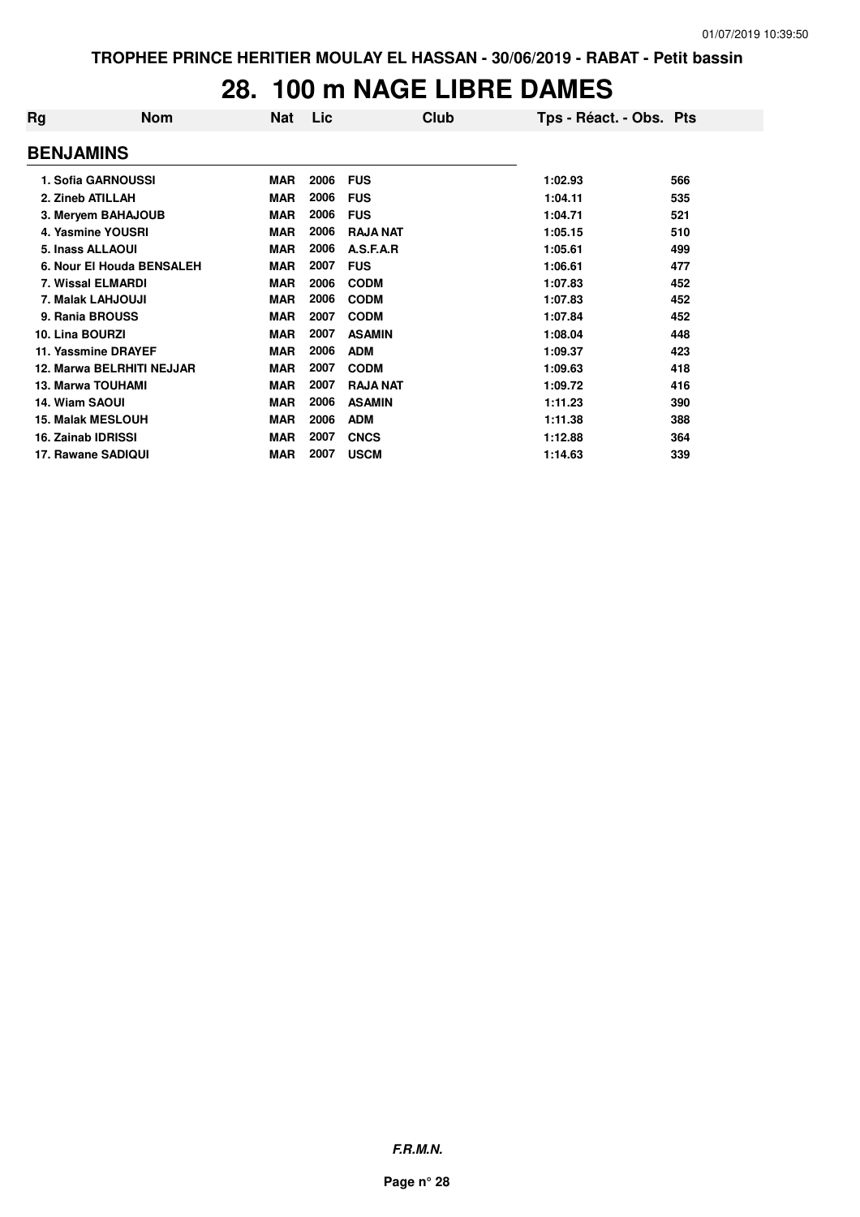# 28. 100 m NAGE LIBRE DAMES

| Rg | Nom | Nat | Lic | Club | Tps - Réact. - Obs. | Pts |
|---|---|---|---|---|---|---|
| **BENJAMINS** | | | | | | |
| 1. | Sofia GARNOUSSI | MAR | 2006 | FUS | 1:02.93 | 566 |
| 2. | Zineb ATILLAH | MAR | 2006 | FUS | 1:04.11 | 535 |
| 3. | Meryem BAHAJOUB | MAR | 2006 | FUS | 1:04.71 | 521 |
| 4. | Yasmine YOUSRI | MAR | 2006 | RAJA NAT | 1:05.15 | 510 |
| 5. | Inass ALLAOUI | MAR | 2006 | A.S.F.A.R | 1:05.61 | 499 |
| 6. | Nour El Houda BENSALEH | MAR | 2007 | FUS | 1:06.61 | 477 |
| 7. | Wissal ELMARDI | MAR | 2006 | CODM | 1:07.83 | 452 |
| 7. | Malak LAHJOUJI | MAR | 2006 | CODM | 1:07.83 | 452 |
| 9. | Rania BROUSS | MAR | 2007 | CODM | 1:07.84 | 452 |
| 10. | Lina BOURZI | MAR | 2007 | ASAMIN | 1:08.04 | 448 |
| 11. | Yassmine DRAYEF | MAR | 2006 | ADM | 1:09.37 | 423 |
| 12. | Marwa BELRHITI NEJJAR | MAR | 2007 | CODM | 1:09.63 | 418 |
| 13. | Marwa TOUHAMI | MAR | 2007 | RAJA NAT | 1:09.72 | 416 |
| 14. | Wiam SAOUI | MAR | 2006 | ASAMIN | 1:11.23 | 390 |
| 15. | Malak MESLOUH | MAR | 2006 | ADM | 1:11.38 | 388 |
| 16. | Zainab IDRISSI | MAR | 2007 | CNCS | 1:12.88 | 364 |
| 17. | Rawane SADIQUI | MAR | 2007 | USCM | 1:14.63 | 339 |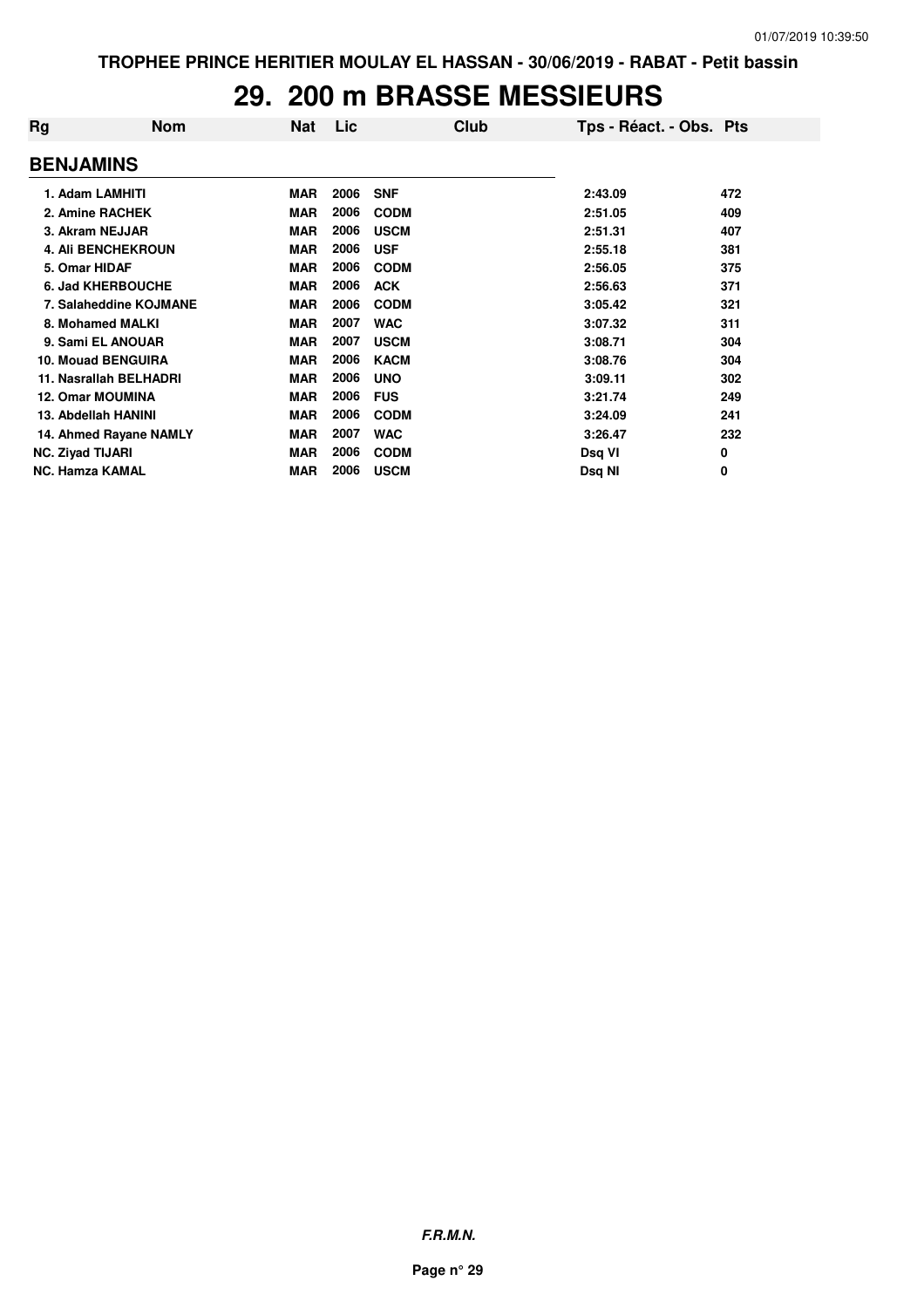TROPHEE PRINCE HERITIER MOULAY EL HASSAN - 30/06/2019 - RABAT - Petit bassin

# 29. 200 m BRASSE MESSIEURS

| Rg | Nom | Nat | Lic | Club | Tps - Réact. - Obs. | Pts |
|---|---|---|---|---|---|---|
| **BENJAMINS** | | | | | | |
| 1. | Adam LAMHITI | MAR | 2006 | SNF | 2:43.09 | 472 |
| 2. | Amine RACHEK | MAR | 2006 | CODM | 2:51.05 | 409 |
| 3. | Akram NEJJAR | MAR | 2006 | USCM | 2:51.31 | 407 |
| 4. | Ali BENCHEKROUN | MAR | 2006 | USF | 2:55.18 | 381 |
| 5. | Omar HIDAF | MAR | 2006 | CODM | 2:56.05 | 375 |
| 6. | Jad KHERBOUCHE | MAR | 2006 | ACK | 2:56.63 | 371 |
| 7. | Salaheddine KOJMANE | MAR | 2006 | CODM | 3:05.42 | 321 |
| 8. | Mohamed MALKI | MAR | 2007 | WAC | 3:07.32 | 311 |
| 9. | Sami EL ANOUAR | MAR | 2007 | USCM | 3:08.71 | 304 |
| 10. | Mouad BENGUIRA | MAR | 2006 | KACM | 3:08.76 | 304 |
| 11. | Nasrallah BELHADRI | MAR | 2006 | UNO | 3:09.11 | 302 |
| 12. | Omar MOUMINA | MAR | 2006 | FUS | 3:21.74 | 249 |
| 13. | Abdellah HANINI | MAR | 2006 | CODM | 3:24.09 | 241 |
| 14. | Ahmed Rayane NAMLY | MAR | 2007 | WAC | 3:26.47 | 232 |
| NC. | Ziyad TIJARI | MAR | 2006 | CODM | Dsq VI | 0 |
| NC. | Hamza KAMAL | MAR | 2006 | USCM | Dsq NI | 0 |

*F.R.M.N.*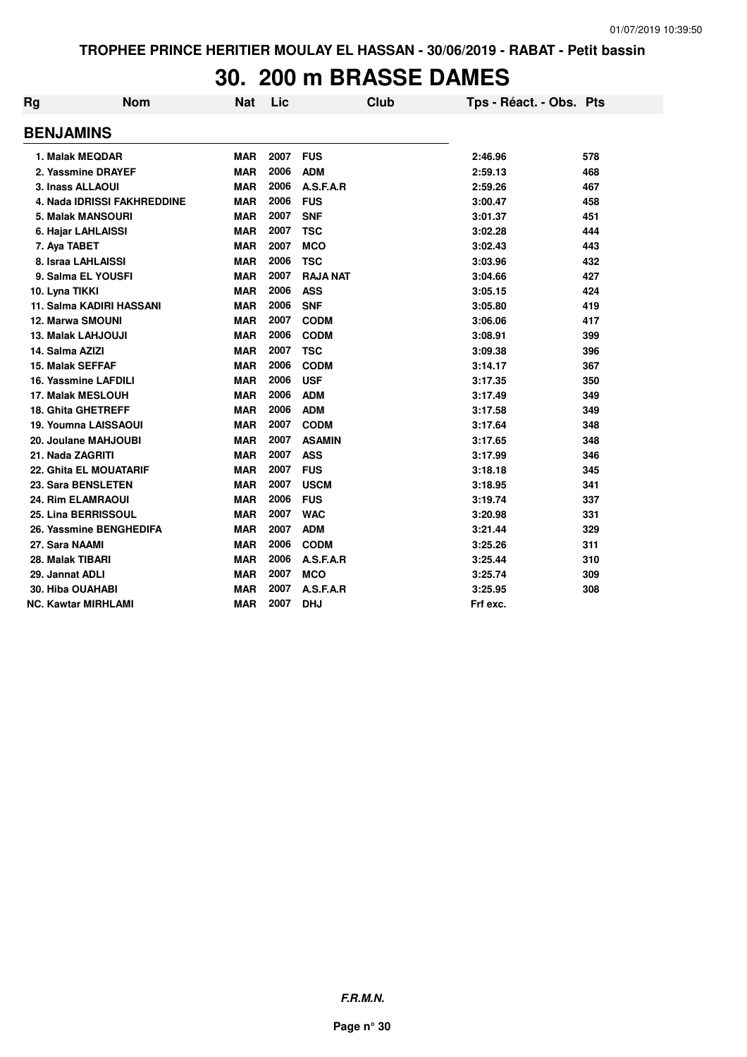# 30. 200 m BRASSE DAMES

| Rg | Nom | Nat | Lic | Club | Tps - Réact. - Obs. | Pts |
|---|---|---|---|---|---|---|
| **BENJAMINS** | | | | | | |
| 1. | Malak MEQDAR | MAR | 2007 | FUS | 2:46.96 | 578 |
| 2. | Yassmine DRAYEF | MAR | 2006 | ADM | 2:59.13 | 468 |
| 3. | Inass ALLAOUI | MAR | 2006 | A.S.F.A.R | 2:59.26 | 467 |
| 4. | Nada IDRISSI FAKHREDDINE | MAR | 2006 | FUS | 3:00.47 | 458 |
| 5. | Malak MANSOURI | MAR | 2007 | SNF | 3:01.37 | 451 |
| 6. | Hajar LAHLAISSI | MAR | 2007 | TSC | 3:02.28 | 444 |
| 7. | Aya TABET | MAR | 2007 | MCO | 3:02.43 | 443 |
| 8. | Israa LAHLAISSI | MAR | 2006 | TSC | 3:03.96 | 432 |
| 9. | Salma EL YOUSFI | MAR | 2007 | RAJA NAT | 3:04.66 | 427 |
| 10. | Lyna TIKKI | MAR | 2006 | ASS | 3:05.15 | 424 |
| 11. | Salma KADIRI HASSANI | MAR | 2006 | SNF | 3:05.80 | 419 |
| 12. | Marwa SMOUNI | MAR | 2007 | CODM | 3:06.06 | 417 |
| 13. | Malak LAHJOUJI | MAR | 2006 | CODM | 3:08.91 | 399 |
| 14. | Salma AZIZI | MAR | 2007 | TSC | 3:09.38 | 396 |
| 15. | Malak SEFFAF | MAR | 2006 | CODM | 3:14.17 | 367 |
| 16. | Yassmine LAFDILI | MAR | 2006 | USF | 3:17.35 | 350 |
| 17. | Malak MESLOUH | MAR | 2006 | ADM | 3:17.49 | 349 |
| 18. | Ghita GHETREFF | MAR | 2006 | ADM | 3:17.58 | 349 |
| 19. | Youmna LAISSAOUI | MAR | 2007 | CODM | 3:17.64 | 348 |
| 20. | Joulane MAHJOUBI | MAR | 2007 | ASAMIN | 3:17.65 | 348 |
| 21. | Nada ZAGRITI | MAR | 2007 | ASS | 3:17.99 | 346 |
| 22. | Ghita EL MOUATARIF | MAR | 2007 | FUS | 3:18.18 | 345 |
| 23. | Sara BENSLETEN | MAR | 2007 | USCM | 3:18.95 | 341 |
| 24. | Rim ELAMRAOUI | MAR | 2006 | FUS | 3:19.74 | 337 |
| 25. | Lina BERRISSOUL | MAR | 2007 | WAC | 3:20.98 | 331 |
| 26. | Yassmine BENGHEDIFA | MAR | 2007 | ADM | 3:21.44 | 329 |
| 27. | Sara NAAMI | MAR | 2006 | CODM | 3:25.26 | 311 |
| 28. | Malak TIBARI | MAR | 2006 | A.S.F.A.R | 3:25.44 | 310 |
| 29. | Jannat ADLI | MAR | 2007 | MCO | 3:25.74 | 309 |
| 30. | Hiba OUAHABI | MAR | 2007 | A.S.F.A.R | 3:25.95 | 308 |
| NC. | Kawtar MIRHLAMI | MAR | 2007 | DHJ | Frf exc. | |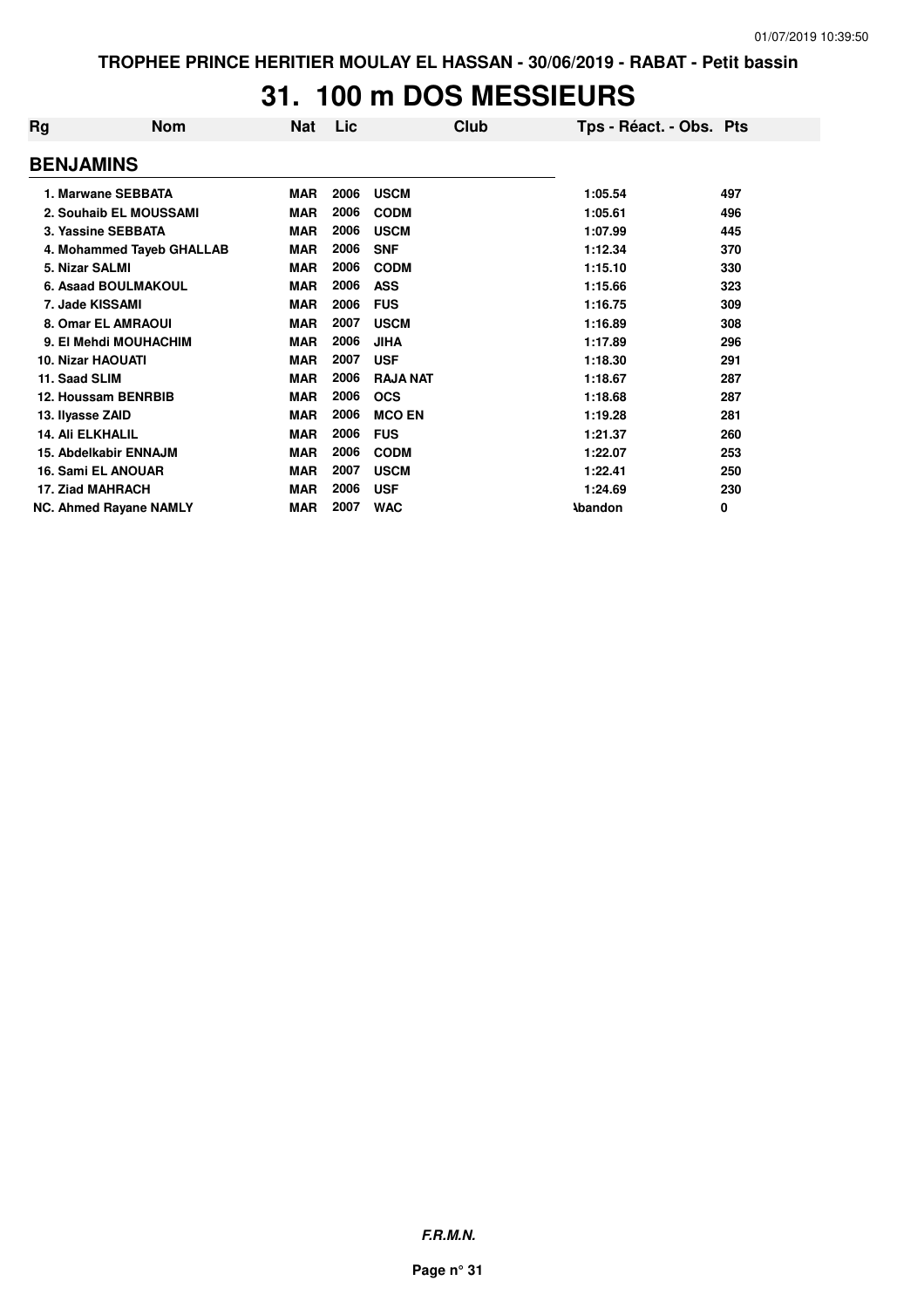# 31. 100 m DOS MESSIEURS

| Rg | Nom | Nat | Lic | Club | Tps - Réact. - Obs. | Pts |
|---|---|---|---|---|---|---|
| **BENJAMINS** | | | | | | |
| 1. | Marwane SEBBATA | MAR | 2006 | USCM | 1:05.54 | 497 |
| 2. | Souhaib EL MOUSSAMI | MAR | 2006 | CODM | 1:05.61 | 496 |
| 3. | Yassine SEBBATA | MAR | 2006 | USCM | 1:07.99 | 445 |
| 4. | Mohammed Tayeb GHALLAB | MAR | 2006 | SNF | 1:12.34 | 370 |
| 5. | Nizar SALMI | MAR | 2006 | CODM | 1:15.10 | 330 |
| 6. | Asaad BOULMAKOUL | MAR | 2006 | ASS | 1:15.66 | 323 |
| 7. | Jade KISSAMI | MAR | 2006 | FUS | 1:16.75 | 309 |
| 8. | Omar EL AMRAOUI | MAR | 2007 | USCM | 1:16.89 | 308 |
| 9. | El Mehdi MOUHACHIM | MAR | 2006 | JIHA | 1:17.89 | 296 |
| 10. | Nizar HAOUATI | MAR | 2007 | USF | 1:18.30 | 291 |
| 11. | Saad SLIM | MAR | 2006 | RAJA NAT | 1:18.67 | 287 |
| 12. | Houssam BENRBIB | MAR | 2006 | OCS | 1:18.68 | 287 |
| 13. | Ilyasse ZAID | MAR | 2006 | MCO EN | 1:19.28 | 281 |
| 14. | Ali ELKHALIL | MAR | 2006 | FUS | 1:21.37 | 260 |
| 15. | Abdelkabir ENNAJM | MAR | 2006 | CODM | 1:22.07 | 253 |
| 16. | Sami EL ANOUAR | MAR | 2007 | USCM | 1:22.41 | 250 |
| 17. | Ziad MAHRACH | MAR | 2006 | USF | 1:24.69 | 230 |
| NC. | Ahmed Rayane NAMLY | MAR | 2007 | WAC | Abandon | 0 |

***F.R.M.N.***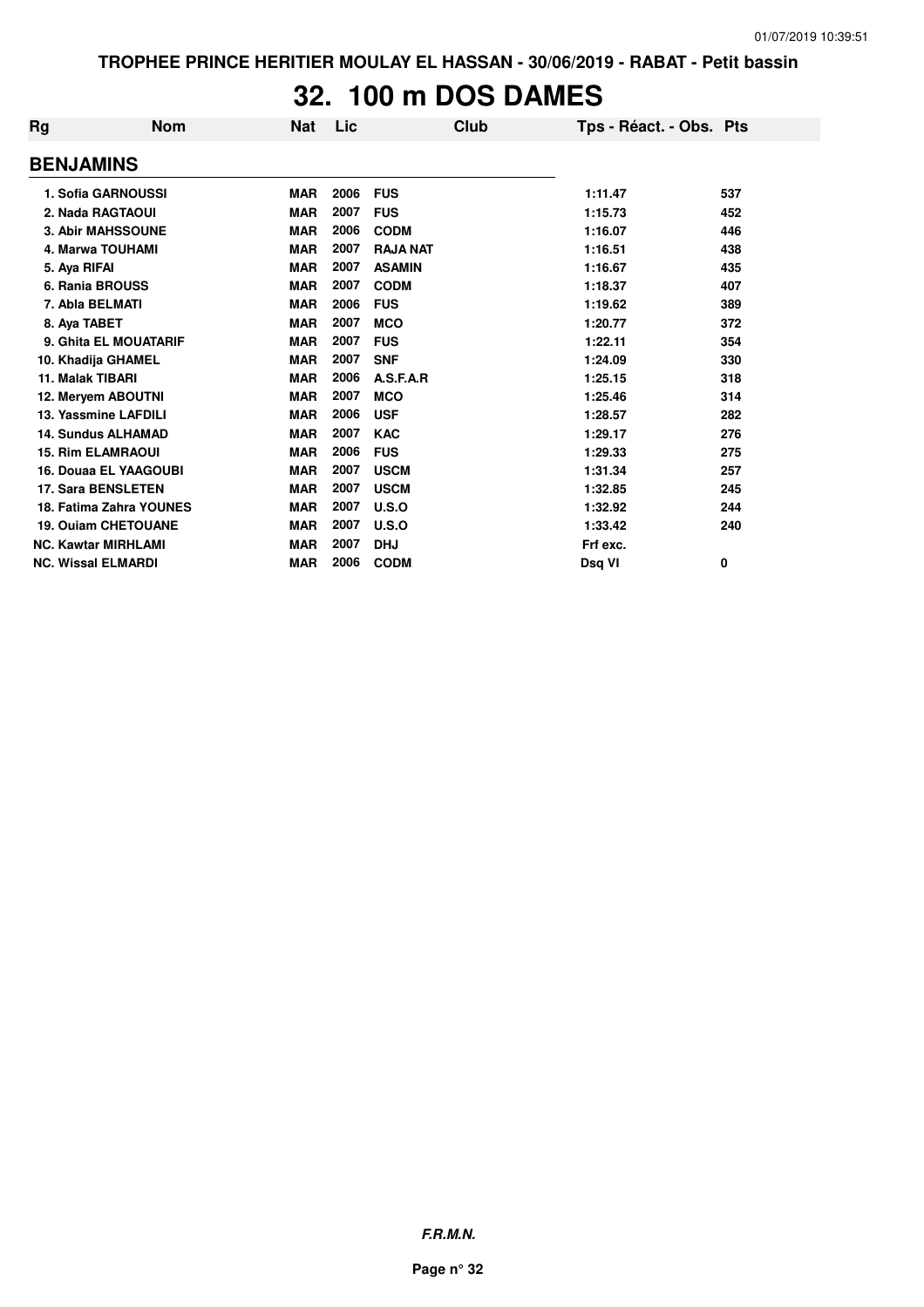# 32. 100 m DOS DAMES

| Rg | Nom | Nat | Lic | Club | Tps - Réact. - Obs. | Pts |
|---|---|---|---|---|---|---|
| **BENJAMINS** | | | | | | |
| 1. Sofia GARNOUSSI | | MAR | 2006 | FUS | 1:11.47 | 537 |
| 2. Nada RAGTAOUI | | MAR | 2007 | FUS | 1:15.73 | 452 |
| 3. Abir MAHSSOUNE | | MAR | 2006 | CODM | 1:16.07 | 446 |
| 4. Marwa TOUHAMI | | MAR | 2007 | RAJA NAT | 1:16.51 | 438 |
| 5. Aya RIFAI | | MAR | 2007 | ASAMIN | 1:16.67 | 435 |
| 6. Rania BROUSS | | MAR | 2007 | CODM | 1:18.37 | 407 |
| 7. Abla BELMATI | | MAR | 2006 | FUS | 1:19.62 | 389 |
| 8. Aya TABET | | MAR | 2007 | MCO | 1:20.77 | 372 |
| 9. Ghita EL MOUATARIF | | MAR | 2007 | FUS | 1:22.11 | 354 |
| 10. Khadija GHAMEL | | MAR | 2007 | SNF | 1:24.09 | 330 |
| 11. Malak TIBARI | | MAR | 2006 | A.S.F.A.R | 1:25.15 | 318 |
| 12. Meryem ABOUTNI | | MAR | 2007 | MCO | 1:25.46 | 314 |
| 13. Yassmine LAFDILI | | MAR | 2006 | USF | 1:28.57 | 282 |
| 14. Sundus ALHAMAD | | MAR | 2007 | KAC | 1:29.17 | 276 |
| 15. Rim ELAMRAOUI | | MAR | 2006 | FUS | 1:29.33 | 275 |
| 16. Douaa EL YAAGOUBI | | MAR | 2007 | USCM | 1:31.34 | 257 |
| 17. Sara BENSLETEN | | MAR | 2007 | USCM | 1:32.85 | 245 |
| 18. Fatima Zahra YOUNES | | MAR | 2007 | U.S.O | 1:32.92 | 244 |
| 19. Ouiam CHETOUANE | | MAR | 2007 | U.S.O | 1:33.42 | 240 |
| NC. Kawtar MIRHLAMI | | MAR | 2007 | DHJ | Frf exc. | |
| NC. Wissal ELMARDI | | MAR | 2006 | CODM | Dsq VI | 0 |

***F.R.M.N.***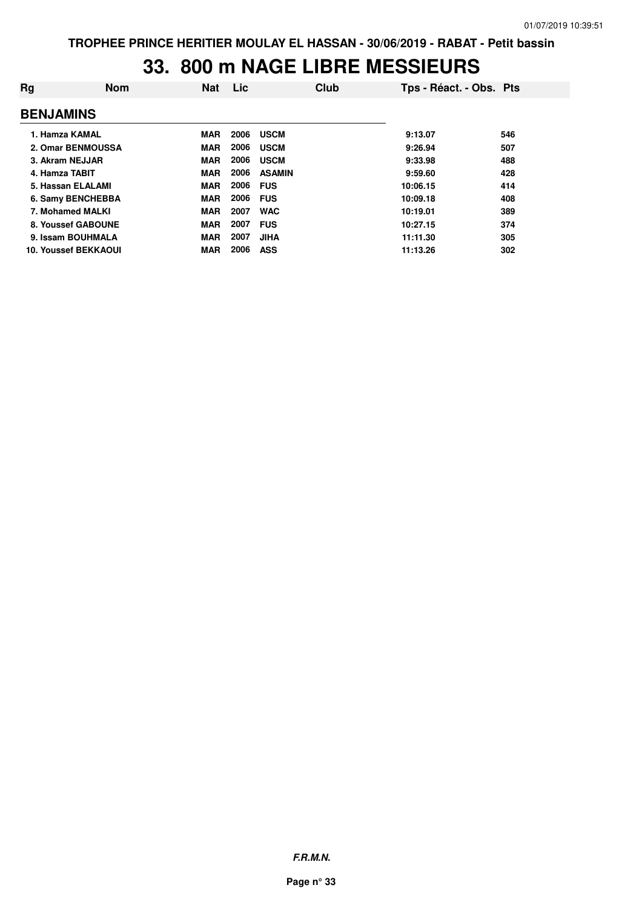# 33. 800 m NAGE LIBRE MESSIEURS

| Rg | Nom | Nat | Lic | Club | Tps - Réact. - Obs. | Pts |
|---|---|---|---|---|---|---|
| **BENJAMINS** | | | | | | |
| 1. | Hamza KAMAL | MAR | 2006 | USCM | 9:13.07 | 546 |
| 2. | Omar BENMOUSSA | MAR | 2006 | USCM | 9:26.94 | 507 |
| 3. | Akram NEJJAR | MAR | 2006 | USCM | 9:33.98 | 488 |
| 4. | Hamza TABIT | MAR | 2006 | ASAMIN | 9:59.60 | 428 |
| 5. | Hassan ELALAMI | MAR | 2006 | FUS | 10:06.15 | 414 |
| 6. | Samy BENCHEBBA | MAR | 2006 | FUS | 10:09.18 | 408 |
| 7. | Mohamed MALKI | MAR | 2007 | WAC | 10:19.01 | 389 |
| 8. | Youssef GABOUNE | MAR | 2007 | FUS | 10:27.15 | 374 |
| 9. | Issam BOUHMALA | MAR | 2007 | JIHA | 11:11.30 | 305 |
| 10. | Youssef BEKKAOUI | MAR | 2006 | ASS | 11:13.26 | 302 |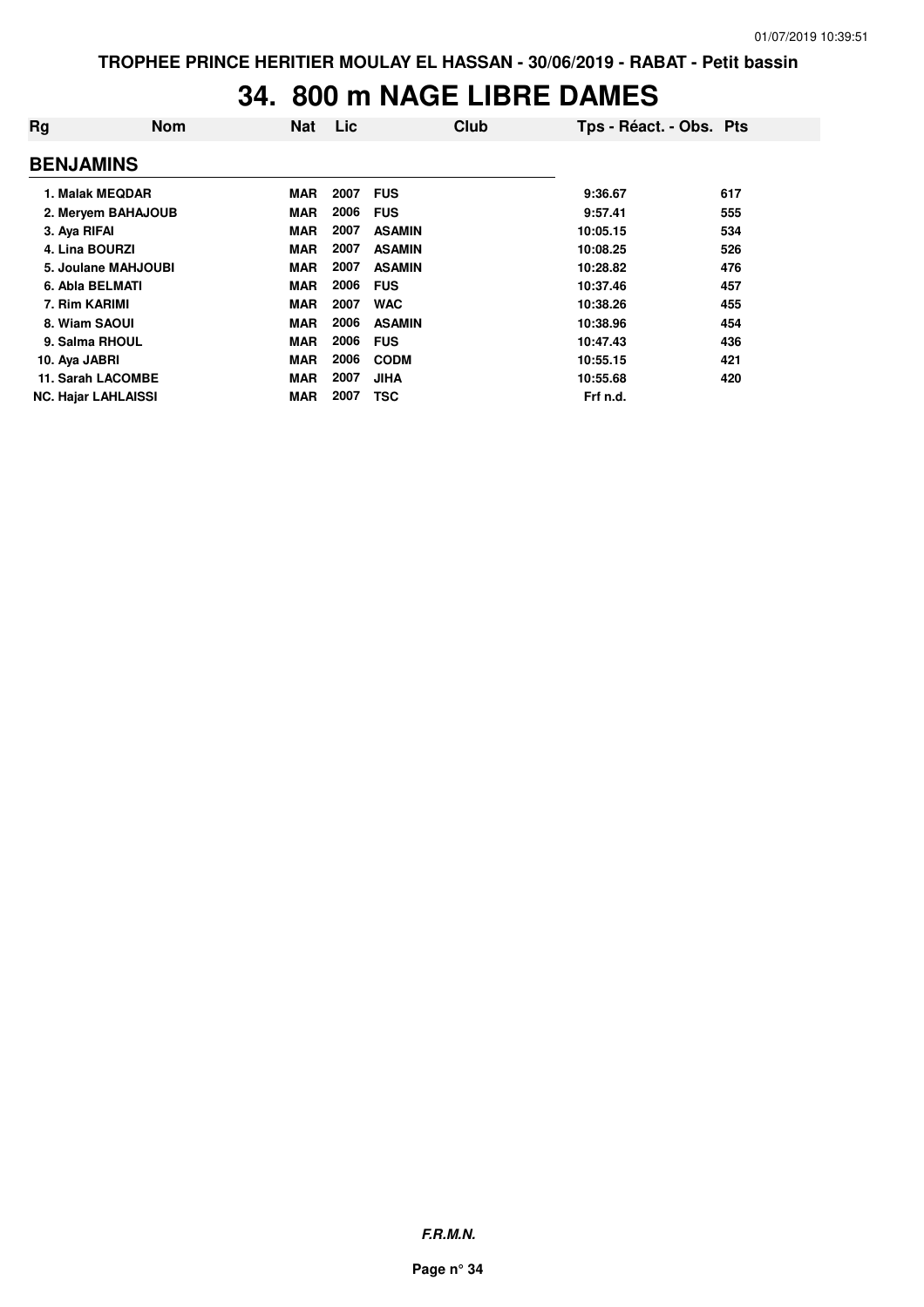# 34. 800 m NAGE LIBRE DAMES

| Rg | Nom | Nat | Lic | Club | Tps - Réact. - Obs. | Pts |
|---|---|---|---|---|---|---|
| **BENJAMINS** | | | | | | |
| 1. | Malak MEQDAR | MAR | 2007 | FUS | 9:36.67 | 617 |
| 2. | Meryem BAHAJOUB | MAR | 2006 | FUS | 9:57.41 | 555 |
| 3. | Aya RIFAI | MAR | 2007 | ASAMIN | 10:05.15 | 534 |
| 4. | Lina BOURZI | MAR | 2007 | ASAMIN | 10:08.25 | 526 |
| 5. | Joulane MAHJOUBI | MAR | 2007 | ASAMIN | 10:28.82 | 476 |
| 6. | Abla BELMATI | MAR | 2006 | FUS | 10:37.46 | 457 |
| 7. | Rim KARIMI | MAR | 2007 | WAC | 10:38.26 | 455 |
| 8. | Wiam SAOUI | MAR | 2006 | ASAMIN | 10:38.96 | 454 |
| 9. | Salma RHOUL | MAR | 2006 | FUS | 10:47.43 | 436 |
| 10. | Aya JABRI | MAR | 2006 | CODM | 10:55.15 | 421 |
| 11. | Sarah LACOMBE | MAR | 2007 | JIHA | 10:55.68 | 420 |
| NC. | Hajar LAHLAISSI | MAR | 2007 | TSC | Frf n.d. | |

***F.R.M.N.***